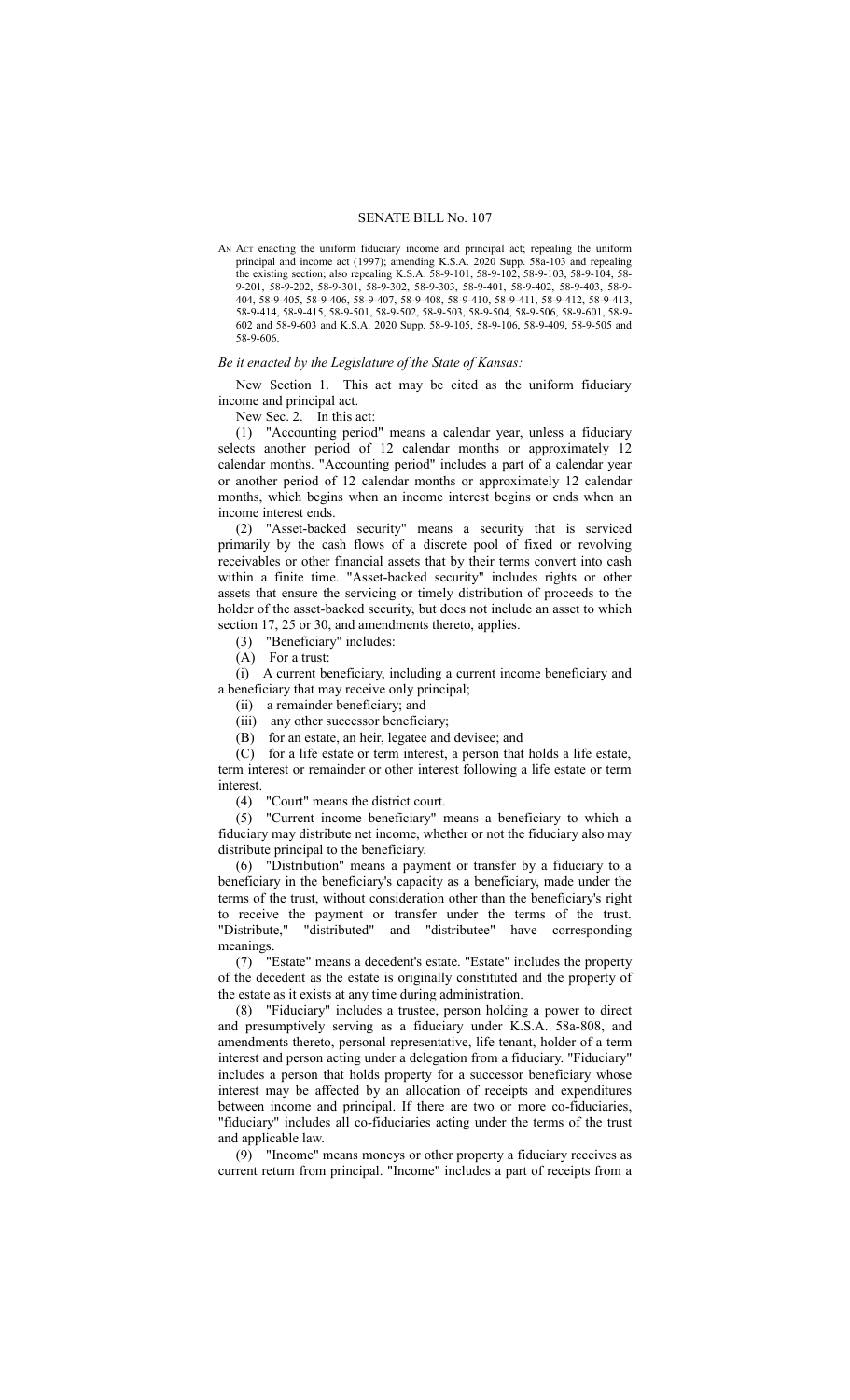# SENATE BILL No. 107

AN ACT enacting the uniform fiduciary income and principal act; repealing the uniform principal and income act (1997); amending K.S.A. 2020 Supp. 58a-103 and repealing the existing section; also repealing K.S.A. 58-9-101, 58-9-102, 58-9-103, 58-9-104, 58-9-201, 58-9-202, 58-9-301, 58-9-302, 58-9-303, 58-9-401, 58-9-402, 58-9-403, 58-9-404, 58-9-405, 58-9-406, 58-9-407, 58-9-408, 58-9-410, 58-9-411, 58-9-412, 58-9-413, 58-9-414, 58-9-415, 58-9-501, 58-9-502, 58-9-503, 58-9-504, 58-9-506, 58-9-601, 58-9-602 and 58-9-603 and K.S.A. 2020 Supp. 58-9-105, 58-9-106, 58-9-409, 58-9-505 and 58-9-606.

*Be it enacted by the Legislature of the State of Kansas:*

New Section 1. This act may be cited as the uniform fiduciary income and principal act.

New Sec. 2. In this act:

(1) "Accounting period" means a calendar year, unless a fiduciary selects another period of 12 calendar months or approximately 12 calendar months. "Accounting period" includes a part of a calendar year or another period of 12 calendar months or approximately 12 calendar months, which begins when an income interest begins or ends when an income interest ends.

(2) "Asset-backed security" means a security that is serviced primarily by the cash flows of a discrete pool of fixed or revolving receivables or other financial assets that by their terms convert into cash within a finite time. "Asset-backed security" includes rights or other assets that ensure the servicing or timely distribution of proceeds to the holder of the asset-backed security, but does not include an asset to which section 17, 25 or 30, and amendments thereto, applies.

(3) "Beneficiary" includes:

(A) For a trust:

(i) A current beneficiary, including a current income beneficiary and a beneficiary that may receive only principal;

(ii) a remainder beneficiary; and

(iii) any other successor beneficiary;

(B) for an estate, an heir, legatee and devisee; and

(C) for a life estate or term interest, a person that holds a life estate, term interest or remainder or other interest following a life estate or term interest.

(4) "Court" means the district court.

(5) "Current income beneficiary" means a beneficiary to which a fiduciary may distribute net income, whether or not the fiduciary also may distribute principal to the beneficiary.

(6) "Distribution" means a payment or transfer by a fiduciary to a beneficiary in the beneficiary's capacity as a beneficiary, made under the terms of the trust, without consideration other than the beneficiary's right to receive the payment or transfer under the terms of the trust. "Distribute," "distributed" and "distributee" have corresponding meanings.

(7) "Estate" means a decedent's estate. "Estate" includes the property of the decedent as the estate is originally constituted and the property of the estate as it exists at any time during administration.

(8) "Fiduciary" includes a trustee, person holding a power to direct and presumptively serving as a fiduciary under K.S.A. 58a-808, and amendments thereto, personal representative, life tenant, holder of a term interest and person acting under a delegation from a fiduciary. "Fiduciary" includes a person that holds property for a successor beneficiary whose interest may be affected by an allocation of receipts and expenditures between income and principal. If there are two or more co-fiduciaries, "fiduciary" includes all co-fiduciaries acting under the terms of the trust and applicable law.

(9) "Income" means moneys or other property a fiduciary receives as current return from principal. "Income" includes a part of receipts from a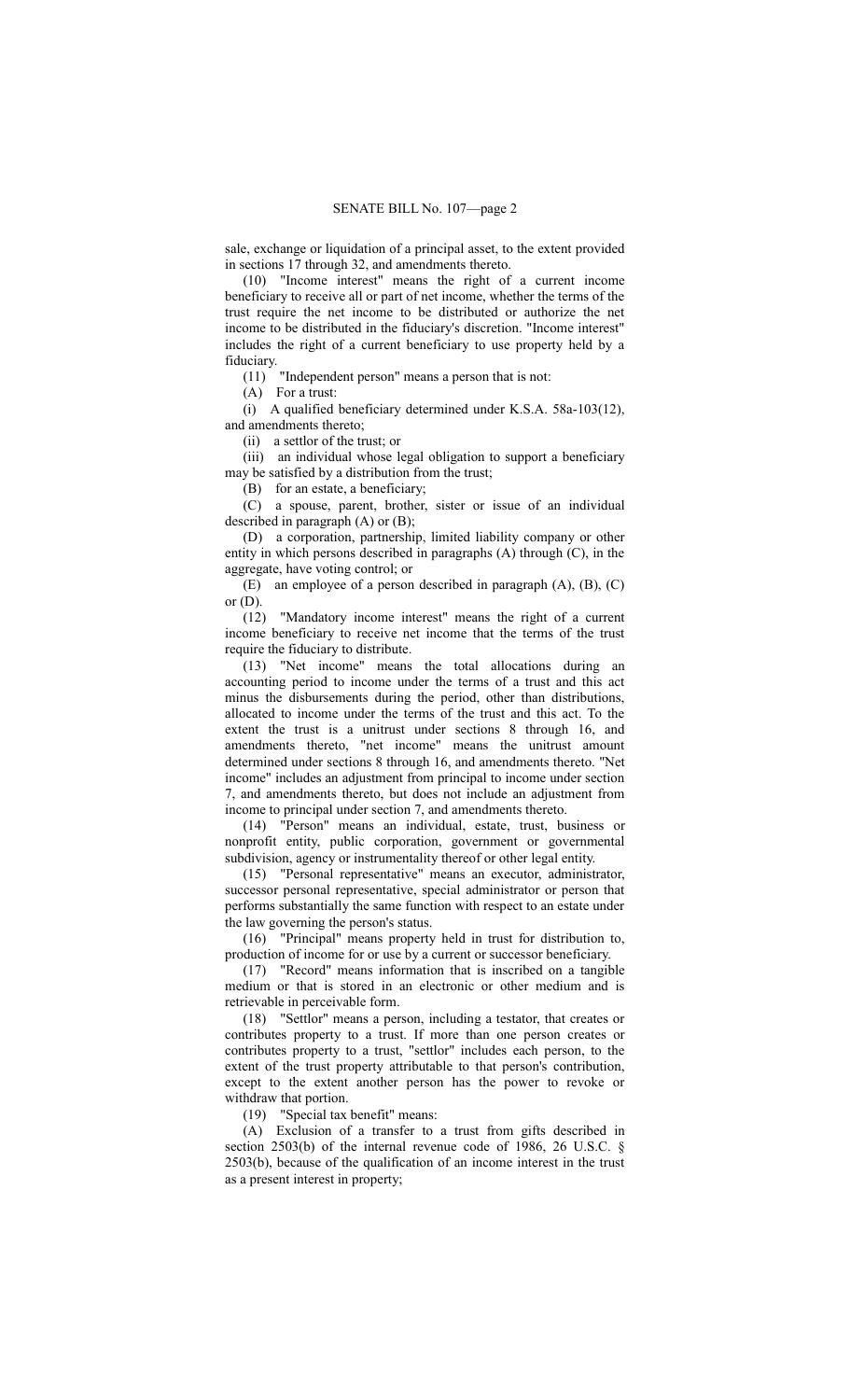sale, exchange or liquidation of a principal asset, to the extent provided in sections 17 through 32, and amendments thereto.

(10) "Income interest" means the right of a current income beneficiary to receive all or part of net income, whether the terms of the trust require the net income to be distributed or authorize the net income to be distributed in the fiduciary's discretion. "Income interest" includes the right of a current beneficiary to use property held by a fiduciary.

(11) "Independent person" means a person that is not:

(A) For a trust:

(i) A qualified beneficiary determined under K.S.A. 58a-103(12), and amendments thereto;

(ii) a settlor of the trust; or

(iii) an individual whose legal obligation to support a beneficiary may be satisfied by a distribution from the trust;

(B) for an estate, a beneficiary;

(C) a spouse, parent, brother, sister or issue of an individual described in paragraph (A) or (B);

(D) a corporation, partnership, limited liability company or other entity in which persons described in paragraphs (A) through (C), in the aggregate, have voting control; or

(E) an employee of a person described in paragraph (A), (B), (C) or (D).

(12) "Mandatory income interest" means the right of a current income beneficiary to receive net income that the terms of the trust require the fiduciary to distribute.

(13) "Net income" means the total allocations during an accounting period to income under the terms of a trust and this act minus the disbursements during the period, other than distributions, allocated to income under the terms of the trust and this act. To the extent the trust is a unitrust under sections 8 through 16, and amendments thereto, "net income" means the unitrust amount determined under sections 8 through 16, and amendments thereto. "Net income" includes an adjustment from principal to income under section 7, and amendments thereto, but does not include an adjustment from income to principal under section 7, and amendments thereto.

(14) "Person" means an individual, estate, trust, business or nonprofit entity, public corporation, government or governmental subdivision, agency or instrumentality thereof or other legal entity.

(15) "Personal representative" means an executor, administrator, successor personal representative, special administrator or person that performs substantially the same function with respect to an estate under the law governing the person's status.

(16) "Principal" means property held in trust for distribution to, production of income for or use by a current or successor beneficiary.

(17) "Record" means information that is inscribed on a tangible medium or that is stored in an electronic or other medium and is retrievable in perceivable form.

(18) "Settlor" means a person, including a testator, that creates or contributes property to a trust. If more than one person creates or contributes property to a trust, "settlor" includes each person, to the extent of the trust property attributable to that person's contribution, except to the extent another person has the power to revoke or withdraw that portion.

(19) "Special tax benefit" means:

(A) Exclusion of a transfer to a trust from gifts described in section 2503(b) of the internal revenue code of 1986, 26 U.S.C. § 2503(b), because of the qualification of an income interest in the trust as a present interest in property;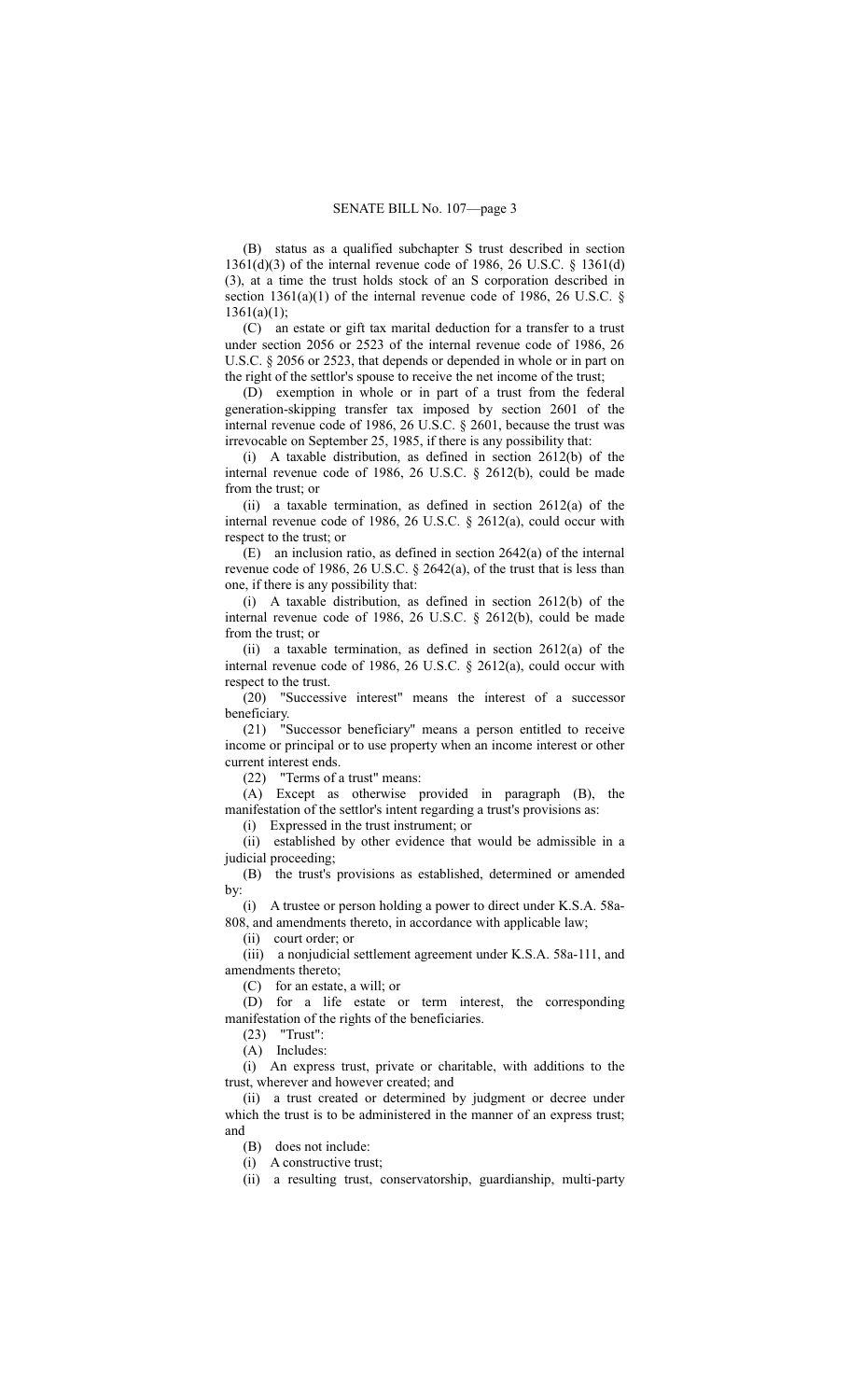(B) status as a qualified subchapter S trust described in section 1361(d)(3) of the internal revenue code of 1986, 26 U.S.C. § 1361(d)(3), at a time the trust holds stock of an S corporation described in section 1361(a)(1) of the internal revenue code of 1986, 26 U.S.C. § 1361(a)(1);

(C) an estate or gift tax marital deduction for a transfer to a trust under section 2056 or 2523 of the internal revenue code of 1986, 26 U.S.C. § 2056 or 2523, that depends or depended in whole or in part on the right of the settlor's spouse to receive the net income of the trust;

(D) exemption in whole or in part of a trust from the federal generation-skipping transfer tax imposed by section 2601 of the internal revenue code of 1986, 26 U.S.C. § 2601, because the trust was irrevocable on September 25, 1985, if there is any possibility that:

(i) A taxable distribution, as defined in section 2612(b) of the internal revenue code of 1986, 26 U.S.C. § 2612(b), could be made from the trust; or

(ii) a taxable termination, as defined in section 2612(a) of the internal revenue code of 1986, 26 U.S.C. § 2612(a), could occur with respect to the trust; or

(E) an inclusion ratio, as defined in section 2642(a) of the internal revenue code of 1986, 26 U.S.C. § 2642(a), of the trust that is less than one, if there is any possibility that:

(i) A taxable distribution, as defined in section 2612(b) of the internal revenue code of 1986, 26 U.S.C. § 2612(b), could be made from the trust; or

(ii) a taxable termination, as defined in section 2612(a) of the internal revenue code of 1986, 26 U.S.C. § 2612(a), could occur with respect to the trust.

(20) "Successive interest" means the interest of a successor beneficiary.

(21) "Successor beneficiary" means a person entitled to receive income or principal or to use property when an income interest or other current interest ends.

(22) "Terms of a trust" means:

(A) Except as otherwise provided in paragraph (B), the manifestation of the settlor's intent regarding a trust's provisions as:

(i) Expressed in the trust instrument; or

(ii) established by other evidence that would be admissible in a judicial proceeding;

(B) the trust's provisions as established, determined or amended by:

(i) A trustee or person holding a power to direct under K.S.A. 58a-808, and amendments thereto, in accordance with applicable law;

(ii) court order; or

(iii) a nonjudicial settlement agreement under K.S.A. 58a-111, and amendments thereto;

(C) for an estate, a will; or

(D) for a life estate or term interest, the corresponding manifestation of the rights of the beneficiaries.

(23) "Trust":

(A) Includes:

(i) An express trust, private or charitable, with additions to the trust, wherever and however created; and

(ii) a trust created or determined by judgment or decree under which the trust is to be administered in the manner of an express trust; and

(B) does not include:

(i) A constructive trust;

(ii) a resulting trust, conservatorship, guardianship, multi-party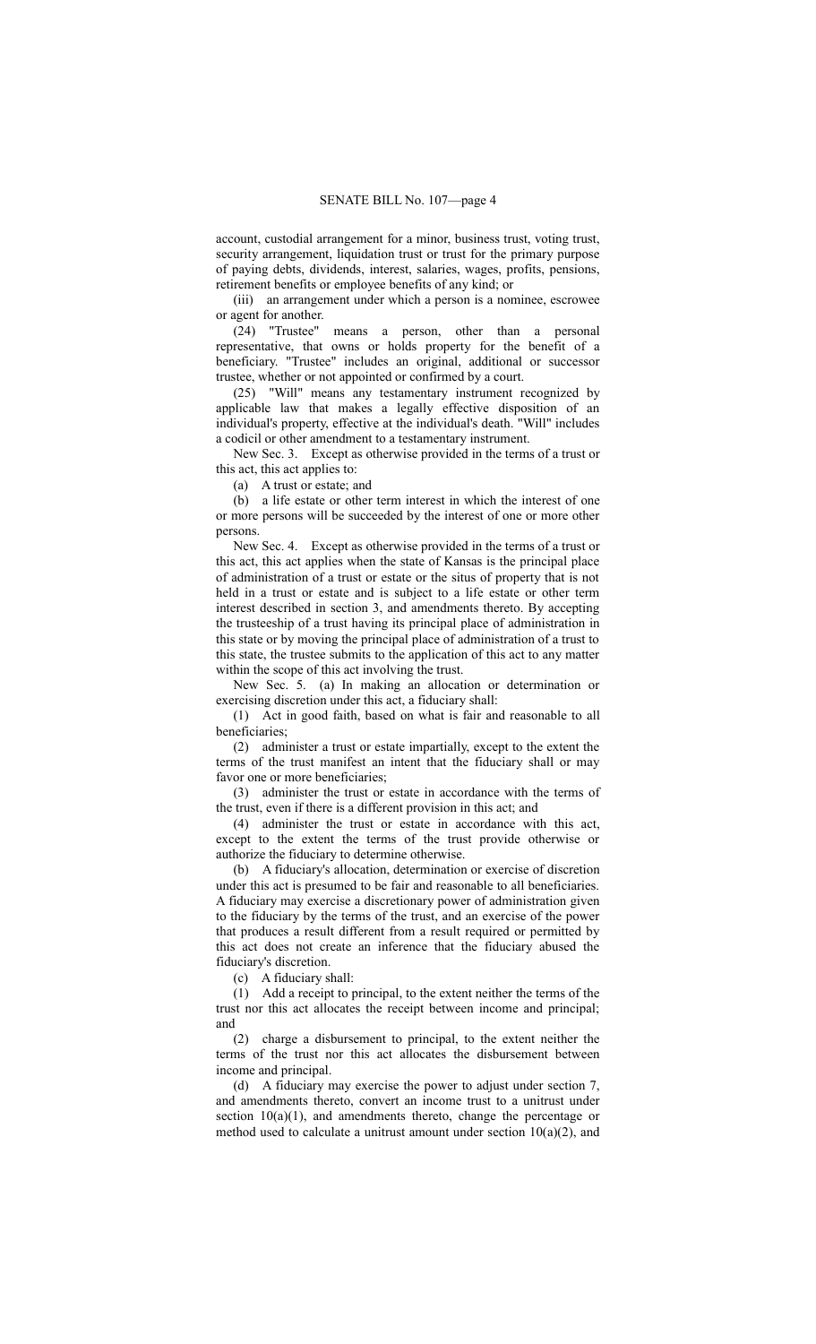account, custodial arrangement for a minor, business trust, voting trust, security arrangement, liquidation trust or trust for the primary purpose of paying debts, dividends, interest, salaries, wages, profits, pensions, retirement benefits or employee benefits of any kind; or

(iii) an arrangement under which a person is a nominee, escrowee or agent for another.

(24) "Trustee" means a person, other than a personal representative, that owns or holds property for the benefit of a beneficiary. "Trustee" includes an original, additional or successor trustee, whether or not appointed or confirmed by a court.

(25) "Will" means any testamentary instrument recognized by applicable law that makes a legally effective disposition of an individual's property, effective at the individual's death. "Will" includes a codicil or other amendment to a testamentary instrument.

New Sec. 3. Except as otherwise provided in the terms of a trust or this act, this act applies to:

(a) A trust or estate; and

(b) a life estate or other term interest in which the interest of one or more persons will be succeeded by the interest of one or more other persons.

New Sec. 4. Except as otherwise provided in the terms of a trust or this act, this act applies when the state of Kansas is the principal place of administration of a trust or estate or the situs of property that is not held in a trust or estate and is subject to a life estate or other term interest described in section 3, and amendments thereto. By accepting the trusteeship of a trust having its principal place of administration in this state or by moving the principal place of administration of a trust to this state, the trustee submits to the application of this act to any matter within the scope of this act involving the trust.

New Sec. 5. (a) In making an allocation or determination or exercising discretion under this act, a fiduciary shall:

(1) Act in good faith, based on what is fair and reasonable to all beneficiaries;

(2) administer a trust or estate impartially, except to the extent the terms of the trust manifest an intent that the fiduciary shall or may favor one or more beneficiaries;

(3) administer the trust or estate in accordance with the terms of the trust, even if there is a different provision in this act; and

(4) administer the trust or estate in accordance with this act, except to the extent the terms of the trust provide otherwise or authorize the fiduciary to determine otherwise.

(b) A fiduciary's allocation, determination or exercise of discretion under this act is presumed to be fair and reasonable to all beneficiaries. A fiduciary may exercise a discretionary power of administration given to the fiduciary by the terms of the trust, and an exercise of the power that produces a result different from a result required or permitted by this act does not create an inference that the fiduciary abused the fiduciary's discretion.

(c) A fiduciary shall:

(1) Add a receipt to principal, to the extent neither the terms of the trust nor this act allocates the receipt between income and principal; and

(2) charge a disbursement to principal, to the extent neither the terms of the trust nor this act allocates the disbursement between income and principal.

(d) A fiduciary may exercise the power to adjust under section 7, and amendments thereto, convert an income trust to a unitrust under section 10(a)(1), and amendments thereto, change the percentage or method used to calculate a unitrust amount under section 10(a)(2), and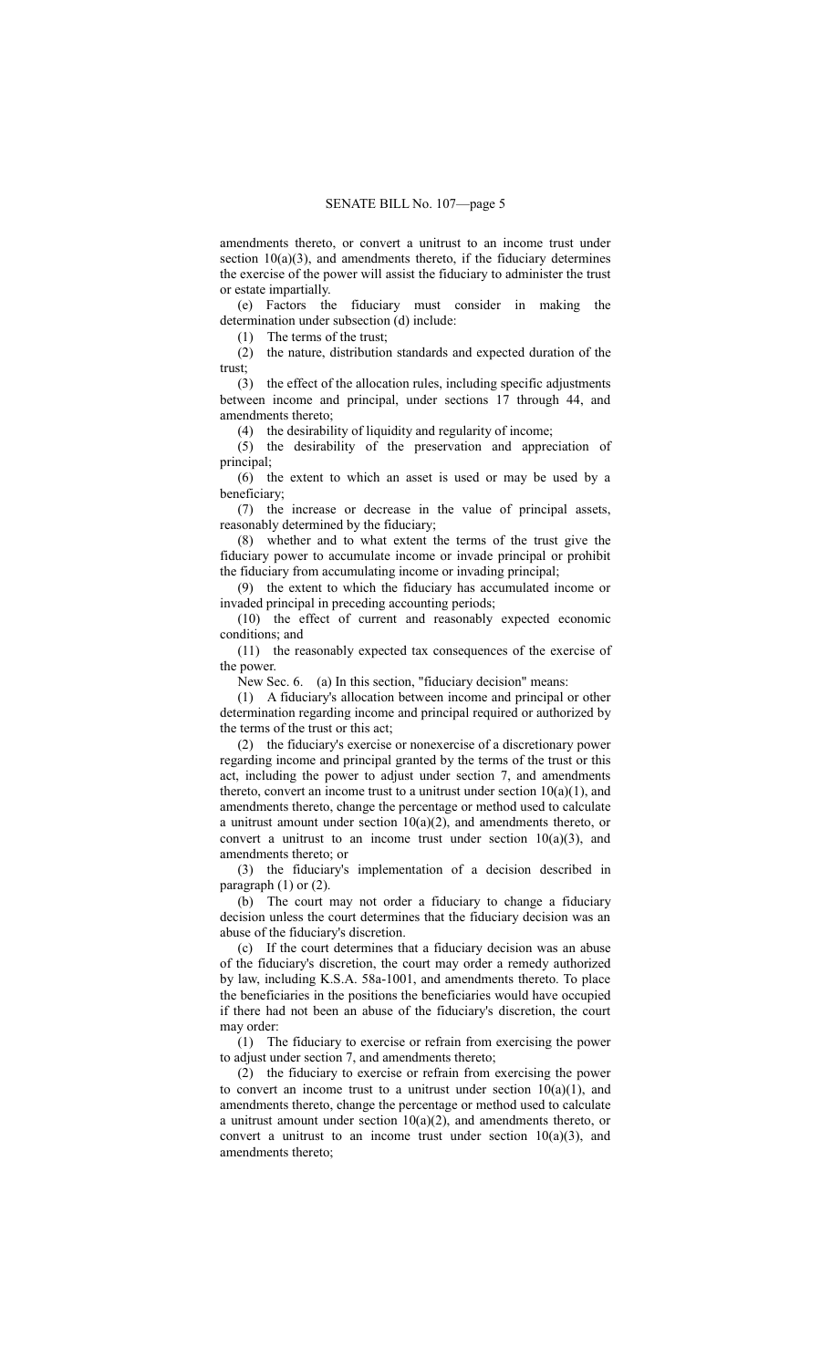amendments thereto, or convert a unitrust to an income trust under section 10(a)(3), and amendments thereto, if the fiduciary determines the exercise of the power will assist the fiduciary to administer the trust or estate impartially.

(e) Factors the fiduciary must consider in making the determination under subsection (d) include:

(1) The terms of the trust;

(2) the nature, distribution standards and expected duration of the trust;

(3) the effect of the allocation rules, including specific adjustments between income and principal, under sections 17 through 44, and amendments thereto;

(4) the desirability of liquidity and regularity of income;

(5) the desirability of the preservation and appreciation of principal;

(6) the extent to which an asset is used or may be used by a beneficiary;

(7) the increase or decrease in the value of principal assets, reasonably determined by the fiduciary;

(8) whether and to what extent the terms of the trust give the fiduciary power to accumulate income or invade principal or prohibit the fiduciary from accumulating income or invading principal;

(9) the extent to which the fiduciary has accumulated income or invaded principal in preceding accounting periods;

(10) the effect of current and reasonably expected economic conditions; and

(11) the reasonably expected tax consequences of the exercise of the power.

New Sec. 6. (a) In this section, "fiduciary decision" means:

(1) A fiduciary's allocation between income and principal or other determination regarding income and principal required or authorized by the terms of the trust or this act;

(2) the fiduciary's exercise or nonexercise of a discretionary power regarding income and principal granted by the terms of the trust or this act, including the power to adjust under section 7, and amendments thereto, convert an income trust to a unitrust under section 10(a)(1), and amendments thereto, change the percentage or method used to calculate a unitrust amount under section 10(a)(2), and amendments thereto, or convert a unitrust to an income trust under section 10(a)(3), and amendments thereto; or

(3) the fiduciary's implementation of a decision described in paragraph (1) or (2).

(b) The court may not order a fiduciary to change a fiduciary decision unless the court determines that the fiduciary decision was an abuse of the fiduciary's discretion.

(c) If the court determines that a fiduciary decision was an abuse of the fiduciary's discretion, the court may order a remedy authorized by law, including K.S.A. 58a-1001, and amendments thereto. To place the beneficiaries in the positions the beneficiaries would have occupied if there had not been an abuse of the fiduciary's discretion, the court may order:

(1) The fiduciary to exercise or refrain from exercising the power to adjust under section 7, and amendments thereto;

(2) the fiduciary to exercise or refrain from exercising the power to convert an income trust to a unitrust under section 10(a)(1), and amendments thereto, change the percentage or method used to calculate a unitrust amount under section 10(a)(2), and amendments thereto, or convert a unitrust to an income trust under section 10(a)(3), and amendments thereto;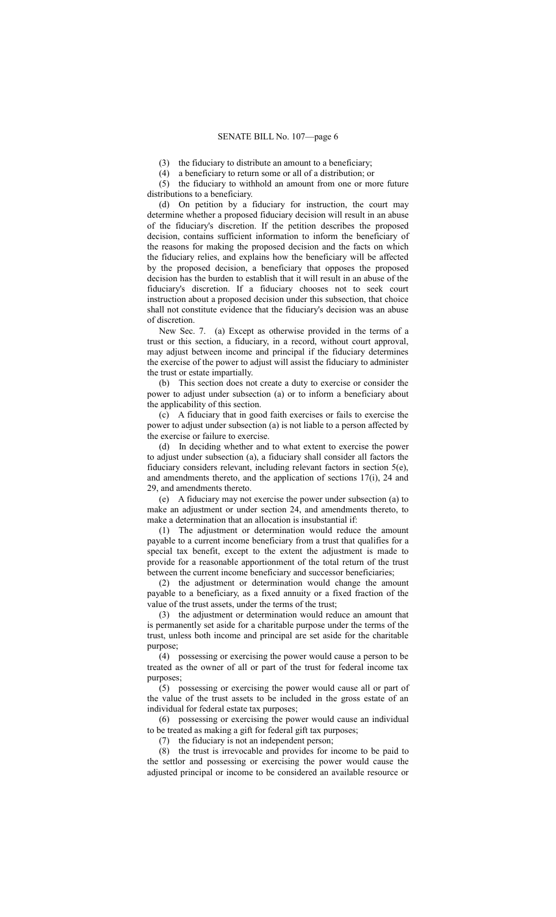(3) the fiduciary to distribute an amount to a beneficiary;

(4) a beneficiary to return some or all of a distribution; or

(5) the fiduciary to withhold an amount from one or more future distributions to a beneficiary.

(d) On petition by a fiduciary for instruction, the court may determine whether a proposed fiduciary decision will result in an abuse of the fiduciary's discretion. If the petition describes the proposed decision, contains sufficient information to inform the beneficiary of the reasons for making the proposed decision and the facts on which the fiduciary relies, and explains how the beneficiary will be affected by the proposed decision, a beneficiary that opposes the proposed decision has the burden to establish that it will result in an abuse of the fiduciary's discretion. If a fiduciary chooses not to seek court instruction about a proposed decision under this subsection, that choice shall not constitute evidence that the fiduciary's decision was an abuse of discretion.

New Sec. 7. (a) Except as otherwise provided in the terms of a trust or this section, a fiduciary, in a record, without court approval, may adjust between income and principal if the fiduciary determines the exercise of the power to adjust will assist the fiduciary to administer the trust or estate impartially.

(b) This section does not create a duty to exercise or consider the power to adjust under subsection (a) or to inform a beneficiary about the applicability of this section.

(c) A fiduciary that in good faith exercises or fails to exercise the power to adjust under subsection (a) is not liable to a person affected by the exercise or failure to exercise.

(d) In deciding whether and to what extent to exercise the power to adjust under subsection (a), a fiduciary shall consider all factors the fiduciary considers relevant, including relevant factors in section 5(e), and amendments thereto, and the application of sections 17(i), 24 and 29, and amendments thereto.

(e) A fiduciary may not exercise the power under subsection (a) to make an adjustment or under section 24, and amendments thereto, to make a determination that an allocation is insubstantial if:

(1) The adjustment or determination would reduce the amount payable to a current income beneficiary from a trust that qualifies for a special tax benefit, except to the extent the adjustment is made to provide for a reasonable apportionment of the total return of the trust between the current income beneficiary and successor beneficiaries;

(2) the adjustment or determination would change the amount payable to a beneficiary, as a fixed annuity or a fixed fraction of the value of the trust assets, under the terms of the trust;

(3) the adjustment or determination would reduce an amount that is permanently set aside for a charitable purpose under the terms of the trust, unless both income and principal are set aside for the charitable purpose;

(4) possessing or exercising the power would cause a person to be treated as the owner of all or part of the trust for federal income tax purposes;

(5) possessing or exercising the power would cause all or part of the value of the trust assets to be included in the gross estate of an individual for federal estate tax purposes;

(6) possessing or exercising the power would cause an individual to be treated as making a gift for federal gift tax purposes;

(7) the fiduciary is not an independent person;

(8) the trust is irrevocable and provides for income to be paid to the settlor and possessing or exercising the power would cause the adjusted principal or income to be considered an available resource or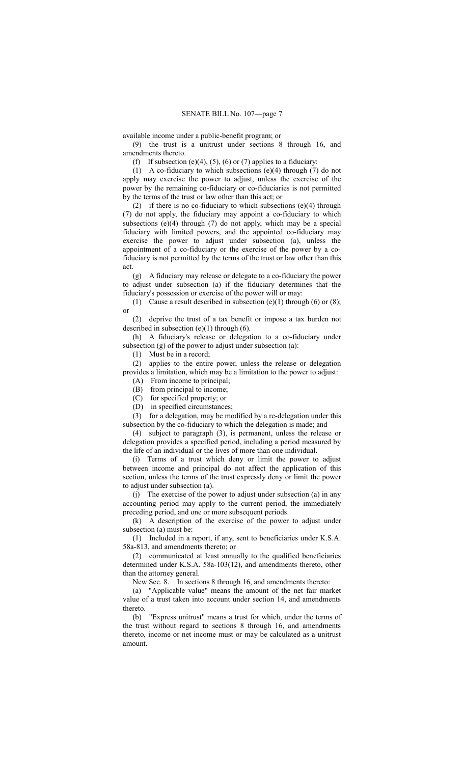available income under a public-benefit program; or

(9) the trust is a unitrust under sections 8 through 16, and amendments thereto.

(f) If subsection (e)(4), (5), (6) or (7) applies to a fiduciary:

(1) A co-fiduciary to which subsections (e)(4) through (7) do not apply may exercise the power to adjust, unless the exercise of the power by the remaining co-fiduciary or co-fiduciaries is not permitted by the terms of the trust or law other than this act; or

(2) if there is no co-fiduciary to which subsections (e)(4) through (7) do not apply, the fiduciary may appoint a co-fiduciary to which subsections (e)(4) through (7) do not apply, which may be a special fiduciary with limited powers, and the appointed co-fiduciary may exercise the power to adjust under subsection (a), unless the appointment of a co-fiduciary or the exercise of the power by a co-fiduciary is not permitted by the terms of the trust or law other than this act.

(g) A fiduciary may release or delegate to a co-fiduciary the power to adjust under subsection (a) if the fiduciary determines that the fiduciary's possession or exercise of the power will or may:

(1) Cause a result described in subsection (e)(1) through (6) or (8); or

(2) deprive the trust of a tax benefit or impose a tax burden not described in subsection (e)(1) through (6).

(h) A fiduciary's release or delegation to a co-fiduciary under subsection (g) of the power to adjust under subsection (a):

(1) Must be in a record;

(2) applies to the entire power, unless the release or delegation provides a limitation, which may be a limitation to the power to adjust:

(A) From income to principal;

(B) from principal to income;

(C) for specified property; or

(D) in specified circumstances;

(3) for a delegation, may be modified by a re-delegation under this subsection by the co-fiduciary to which the delegation is made; and

(4) subject to paragraph (3), is permanent, unless the release or delegation provides a specified period, including a period measured by the life of an individual or the lives of more than one individual.

(i) Terms of a trust which deny or limit the power to adjust between income and principal do not affect the application of this section, unless the terms of the trust expressly deny or limit the power to adjust under subsection (a).

(j) The exercise of the power to adjust under subsection (a) in any accounting period may apply to the current period, the immediately preceding period, and one or more subsequent periods.

(k) A description of the exercise of the power to adjust under subsection (a) must be:

(1) Included in a report, if any, sent to beneficiaries under K.S.A. 58a-813, and amendments thereto; or

(2) communicated at least annually to the qualified beneficiaries determined under K.S.A. 58a-103(12), and amendments thereto, other than the attorney general.

New Sec. 8. In sections 8 through 16, and amendments thereto:

(a) "Applicable value" means the amount of the net fair market value of a trust taken into account under section 14, and amendments thereto.

(b) "Express unitrust" means a trust for which, under the terms of the trust without regard to sections 8 through 16, and amendments thereto, income or net income must or may be calculated as a unitrust amount.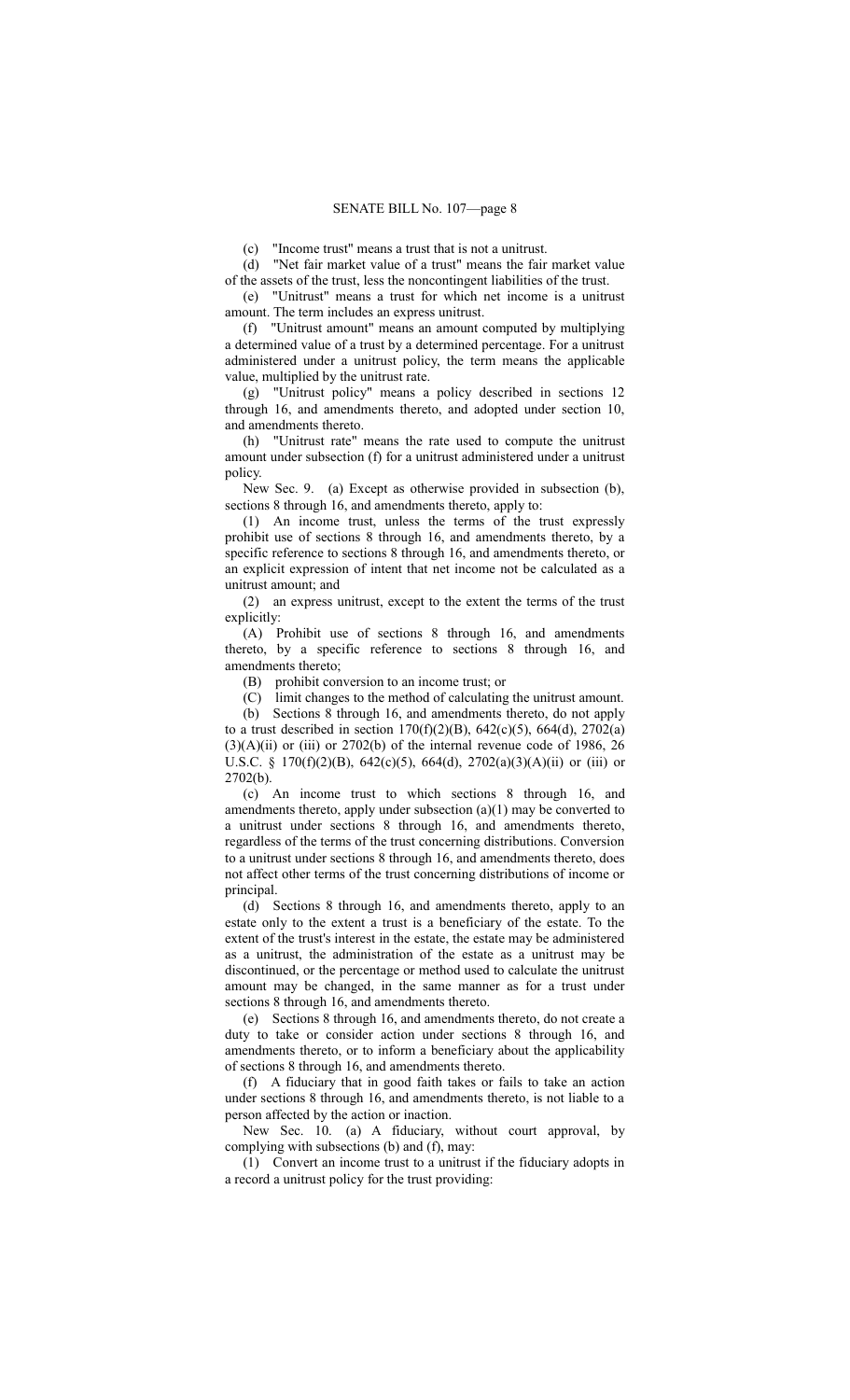(c) "Income trust" means a trust that is not a unitrust.

(d) "Net fair market value of a trust" means the fair market value of the assets of the trust, less the noncontingent liabilities of the trust.

(e) "Unitrust" means a trust for which net income is a unitrust amount. The term includes an express unitrust.

(f) "Unitrust amount" means an amount computed by multiplying a determined value of a trust by a determined percentage. For a unitrust administered under a unitrust policy, the term means the applicable value, multiplied by the unitrust rate.

(g) "Unitrust policy" means a policy described in sections 12 through 16, and amendments thereto, and adopted under section 10, and amendments thereto.

(h) "Unitrust rate" means the rate used to compute the unitrust amount under subsection (f) for a unitrust administered under a unitrust policy.

New Sec. 9. (a) Except as otherwise provided in subsection (b), sections 8 through 16, and amendments thereto, apply to:

(1) An income trust, unless the terms of the trust expressly prohibit use of sections 8 through 16, and amendments thereto, by a specific reference to sections 8 through 16, and amendments thereto, or an explicit expression of intent that net income not be calculated as a unitrust amount; and

(2) an express unitrust, except to the extent the terms of the trust explicitly:

(A) Prohibit use of sections 8 through 16, and amendments thereto, by a specific reference to sections 8 through 16, and amendments thereto;

(B) prohibit conversion to an income trust; or

(C) limit changes to the method of calculating the unitrust amount.

(b) Sections 8 through 16, and amendments thereto, do not apply to a trust described in section 170(f)(2)(B), 642(c)(5), 664(d), 2702(a)(3)(A)(ii) or (iii) or 2702(b) of the internal revenue code of 1986, 26 U.S.C. § 170(f)(2)(B), 642(c)(5), 664(d), 2702(a)(3)(A)(ii) or (iii) or 2702(b).

(c) An income trust to which sections 8 through 16, and amendments thereto, apply under subsection (a)(1) may be converted to a unitrust under sections 8 through 16, and amendments thereto, regardless of the terms of the trust concerning distributions. Conversion to a unitrust under sections 8 through 16, and amendments thereto, does not affect other terms of the trust concerning distributions of income or principal.

(d) Sections 8 through 16, and amendments thereto, apply to an estate only to the extent a trust is a beneficiary of the estate. To the extent of the trust's interest in the estate, the estate may be administered as a unitrust, the administration of the estate as a unitrust may be discontinued, or the percentage or method used to calculate the unitrust amount may be changed, in the same manner as for a trust under sections 8 through 16, and amendments thereto.

(e) Sections 8 through 16, and amendments thereto, do not create a duty to take or consider action under sections 8 through 16, and amendments thereto, or to inform a beneficiary about the applicability of sections 8 through 16, and amendments thereto.

(f) A fiduciary that in good faith takes or fails to take an action under sections 8 through 16, and amendments thereto, is not liable to a person affected by the action or inaction.

New Sec. 10. (a) A fiduciary, without court approval, by complying with subsections (b) and (f), may:

(1) Convert an income trust to a unitrust if the fiduciary adopts in a record a unitrust policy for the trust providing: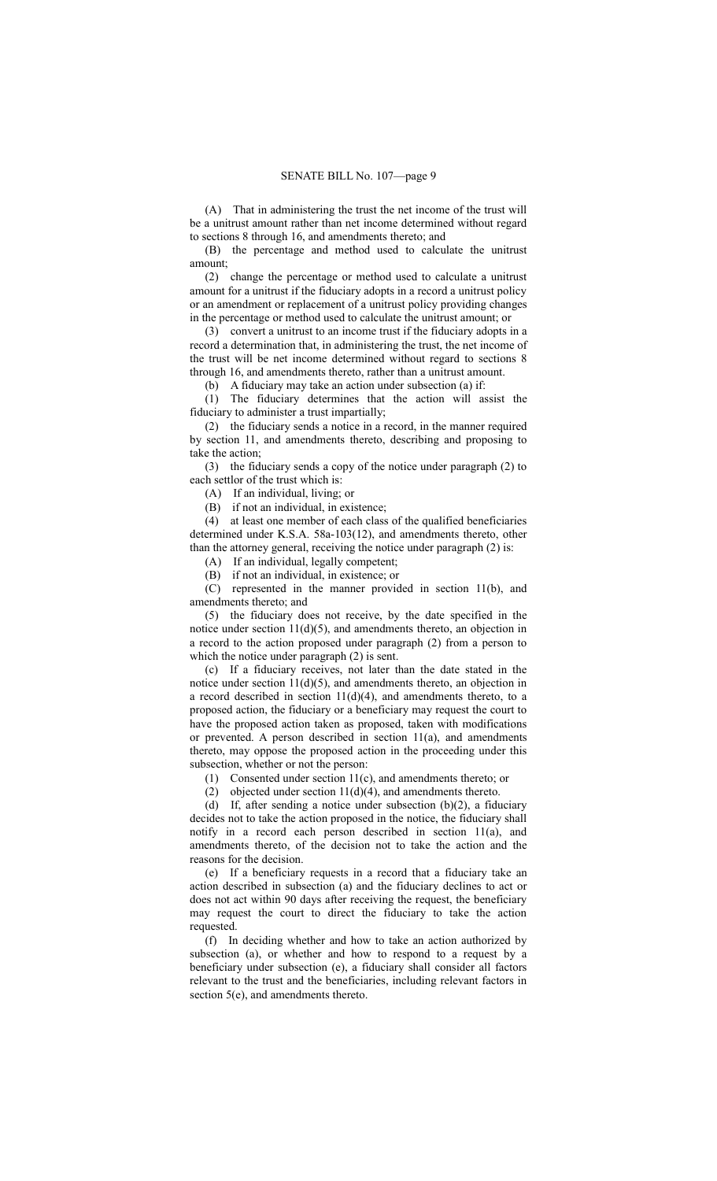(A) That in administering the trust the net income of the trust will be a unitrust amount rather than net income determined without regard to sections 8 through 16, and amendments thereto; and

(B) the percentage and method used to calculate the unitrust amount;

(2) change the percentage or method used to calculate a unitrust amount for a unitrust if the fiduciary adopts in a record a unitrust policy or an amendment or replacement of a unitrust policy providing changes in the percentage or method used to calculate the unitrust amount; or

(3) convert a unitrust to an income trust if the fiduciary adopts in a record a determination that, in administering the trust, the net income of the trust will be net income determined without regard to sections 8 through 16, and amendments thereto, rather than a unitrust amount.

(b) A fiduciary may take an action under subsection (a) if:

(1) The fiduciary determines that the action will assist the fiduciary to administer a trust impartially;

(2) the fiduciary sends a notice in a record, in the manner required by section 11, and amendments thereto, describing and proposing to take the action;

(3) the fiduciary sends a copy of the notice under paragraph (2) to each settlor of the trust which is:

(A) If an individual, living; or

(B) if not an individual, in existence;

(4) at least one member of each class of the qualified beneficiaries determined under K.S.A. 58a-103(12), and amendments thereto, other than the attorney general, receiving the notice under paragraph (2) is:

(A) If an individual, legally competent;

(B) if not an individual, in existence; or

(C) represented in the manner provided in section 11(b), and amendments thereto; and

(5) the fiduciary does not receive, by the date specified in the notice under section 11(d)(5), and amendments thereto, an objection in a record to the action proposed under paragraph (2) from a person to which the notice under paragraph (2) is sent.

(c) If a fiduciary receives, not later than the date stated in the notice under section 11(d)(5), and amendments thereto, an objection in a record described in section 11(d)(4), and amendments thereto, to a proposed action, the fiduciary or a beneficiary may request the court to have the proposed action taken as proposed, taken with modifications or prevented. A person described in section 11(a), and amendments thereto, may oppose the proposed action in the proceeding under this subsection, whether or not the person:

(1) Consented under section 11(c), and amendments thereto; or

(2) objected under section 11(d)(4), and amendments thereto.

(d) If, after sending a notice under subsection (b)(2), a fiduciary decides not to take the action proposed in the notice, the fiduciary shall notify in a record each person described in section 11(a), and amendments thereto, of the decision not to take the action and the reasons for the decision.

(e) If a beneficiary requests in a record that a fiduciary take an action described in subsection (a) and the fiduciary declines to act or does not act within 90 days after receiving the request, the beneficiary may request the court to direct the fiduciary to take the action requested.

(f) In deciding whether and how to take an action authorized by subsection (a), or whether and how to respond to a request by a beneficiary under subsection (e), a fiduciary shall consider all factors relevant to the trust and the beneficiaries, including relevant factors in section 5(e), and amendments thereto.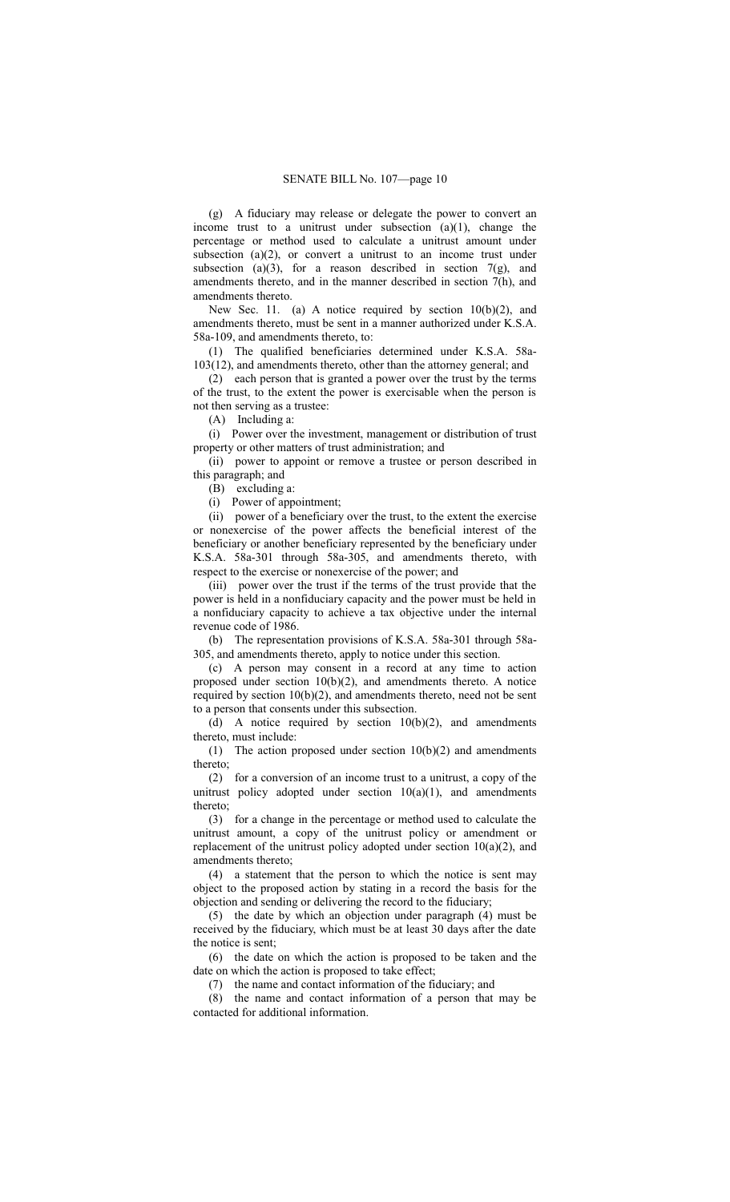(g) A fiduciary may release or delegate the power to convert an income trust to a unitrust under subsection (a)(1), change the percentage or method used to calculate a unitrust amount under subsection (a)(2), or convert a unitrust to an income trust under subsection (a)(3), for a reason described in section 7(g), and amendments thereto, and in the manner described in section 7(h), and amendments thereto.

New Sec. 11. (a) A notice required by section 10(b)(2), and amendments thereto, must be sent in a manner authorized under K.S.A. 58a-109, and amendments thereto, to:

(1) The qualified beneficiaries determined under K.S.A. 58a-103(12), and amendments thereto, other than the attorney general; and

(2) each person that is granted a power over the trust by the terms of the trust, to the extent the power is exercisable when the person is not then serving as a trustee:

(A) Including a:

(i) Power over the investment, management or distribution of trust property or other matters of trust administration; and

(ii) power to appoint or remove a trustee or person described in this paragraph; and

(B) excluding a:

(i) Power of appointment;

(ii) power of a beneficiary over the trust, to the extent the exercise or nonexercise of the power affects the beneficial interest of the beneficiary or another beneficiary represented by the beneficiary under K.S.A. 58a-301 through 58a-305, and amendments thereto, with respect to the exercise or nonexercise of the power; and

(iii) power over the trust if the terms of the trust provide that the power is held in a nonfiduciary capacity and the power must be held in a nonfiduciary capacity to achieve a tax objective under the internal revenue code of 1986.

(b) The representation provisions of K.S.A. 58a-301 through 58a-305, and amendments thereto, apply to notice under this section.

(c) A person may consent in a record at any time to action proposed under section 10(b)(2), and amendments thereto. A notice required by section 10(b)(2), and amendments thereto, need not be sent to a person that consents under this subsection.

(d) A notice required by section 10(b)(2), and amendments thereto, must include:

(1) The action proposed under section 10(b)(2) and amendments thereto;

(2) for a conversion of an income trust to a unitrust, a copy of the unitrust policy adopted under section 10(a)(1), and amendments thereto;

(3) for a change in the percentage or method used to calculate the unitrust amount, a copy of the unitrust policy or amendment or replacement of the unitrust policy adopted under section 10(a)(2), and amendments thereto;

(4) a statement that the person to which the notice is sent may object to the proposed action by stating in a record the basis for the objection and sending or delivering the record to the fiduciary;

(5) the date by which an objection under paragraph (4) must be received by the fiduciary, which must be at least 30 days after the date the notice is sent;

(6) the date on which the action is proposed to be taken and the date on which the action is proposed to take effect;

(7) the name and contact information of the fiduciary; and

(8) the name and contact information of a person that may be contacted for additional information.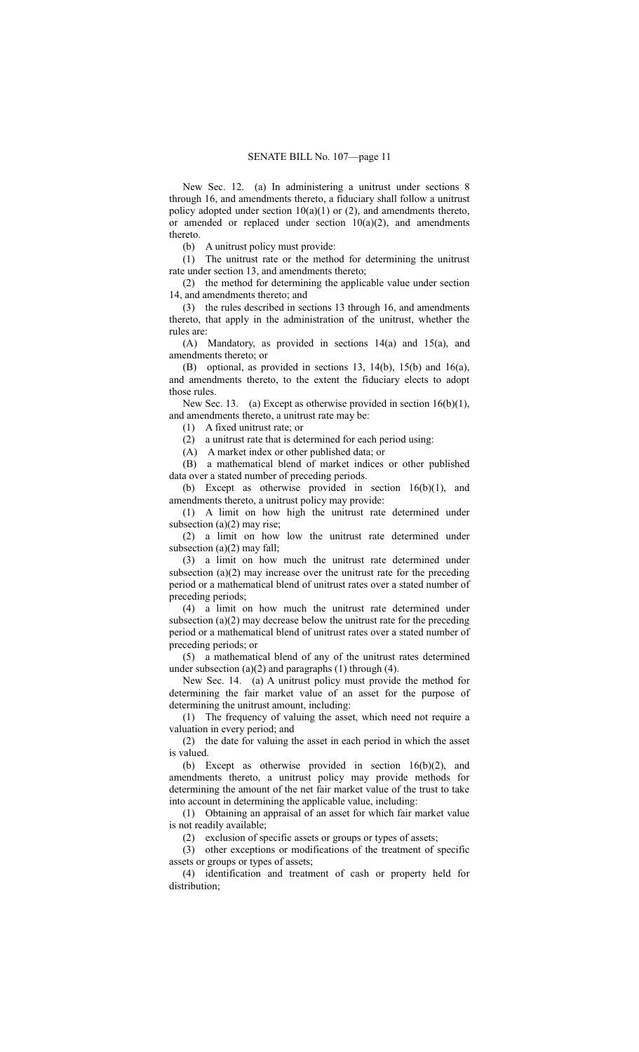New Sec. 12. (a) In administering a unitrust under sections 8 through 16, and amendments thereto, a fiduciary shall follow a unitrust policy adopted under section 10(a)(1) or (2), and amendments thereto, or amended or replaced under section 10(a)(2), and amendments thereto.

(b) A unitrust policy must provide:

(1) The unitrust rate or the method for determining the unitrust rate under section 13, and amendments thereto;

(2) the method for determining the applicable value under section 14, and amendments thereto; and

(3) the rules described in sections 13 through 16, and amendments thereto, that apply in the administration of the unitrust, whether the rules are:

(A) Mandatory, as provided in sections 14(a) and 15(a), and amendments thereto; or

(B) optional, as provided in sections 13, 14(b), 15(b) and 16(a), and amendments thereto, to the extent the fiduciary elects to adopt those rules.

New Sec. 13. (a) Except as otherwise provided in section 16(b)(1), and amendments thereto, a unitrust rate may be:

(1) A fixed unitrust rate; or

(2) a unitrust rate that is determined for each period using:

(A) A market index or other published data; or

(B) a mathematical blend of market indices or other published data over a stated number of preceding periods.

(b) Except as otherwise provided in section 16(b)(1), and amendments thereto, a unitrust policy may provide:

(1) A limit on how high the unitrust rate determined under subsection (a)(2) may rise;

(2) a limit on how low the unitrust rate determined under subsection (a)(2) may fall;

(3) a limit on how much the unitrust rate determined under subsection (a)(2) may increase over the unitrust rate for the preceding period or a mathematical blend of unitrust rates over a stated number of preceding periods;

(4) a limit on how much the unitrust rate determined under subsection (a)(2) may decrease below the unitrust rate for the preceding period or a mathematical blend of unitrust rates over a stated number of preceding periods; or

(5) a mathematical blend of any of the unitrust rates determined under subsection (a)(2) and paragraphs (1) through (4).

New Sec. 14. (a) A unitrust policy must provide the method for determining the fair market value of an asset for the purpose of determining the unitrust amount, including:

(1) The frequency of valuing the asset, which need not require a valuation in every period; and

(2) the date for valuing the asset in each period in which the asset is valued.

(b) Except as otherwise provided in section 16(b)(2), and amendments thereto, a unitrust policy may provide methods for determining the amount of the net fair market value of the trust to take into account in determining the applicable value, including:

(1) Obtaining an appraisal of an asset for which fair market value is not readily available;

(2) exclusion of specific assets or groups or types of assets;

(3) other exceptions or modifications of the treatment of specific assets or groups or types of assets;

(4) identification and treatment of cash or property held for distribution;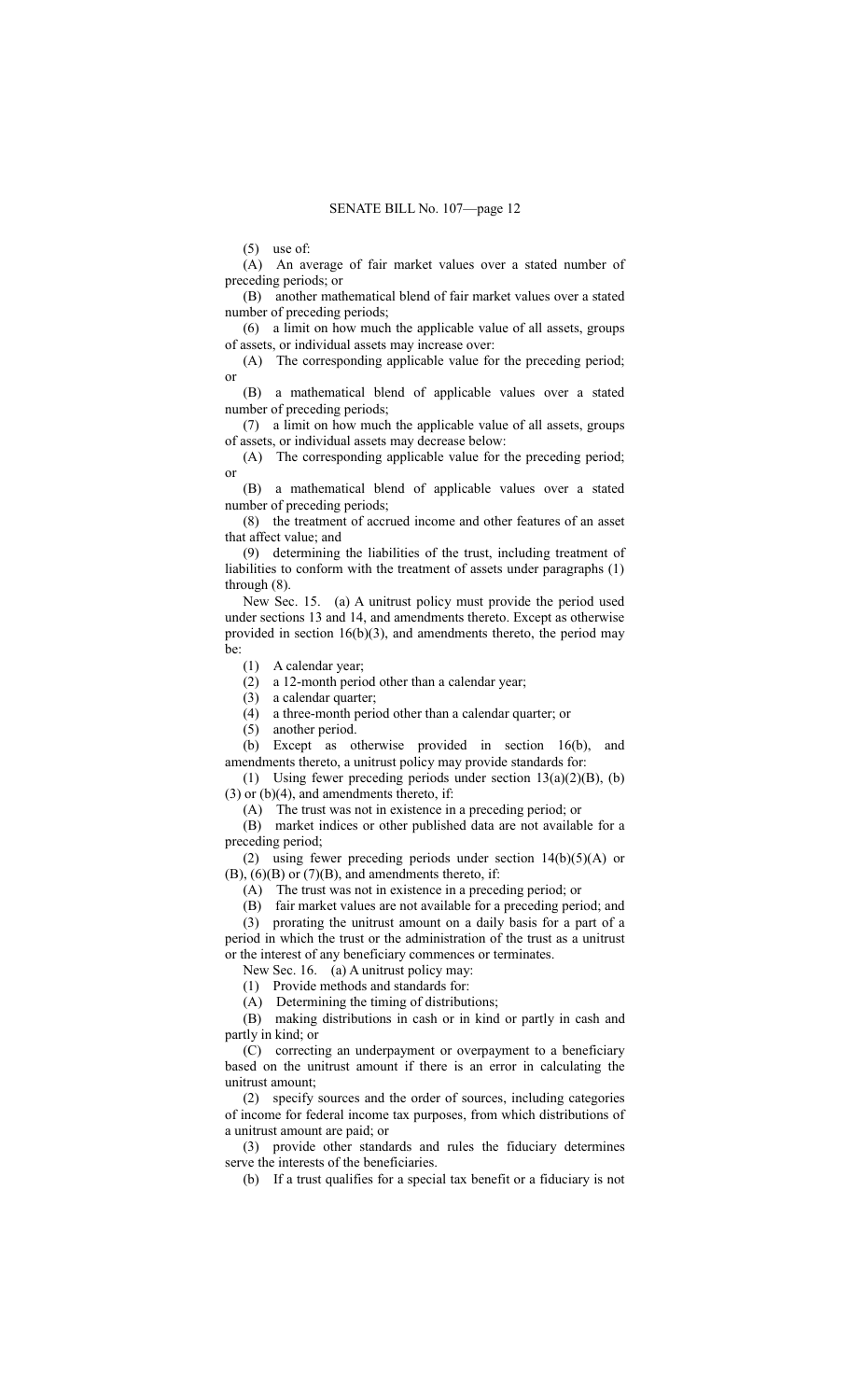(5) use of:

(A) An average of fair market values over a stated number of preceding periods; or

(B) another mathematical blend of fair market values over a stated number of preceding periods;

(6) a limit on how much the applicable value of all assets, groups of assets, or individual assets may increase over:

(A) The corresponding applicable value for the preceding period; or

(B) a mathematical blend of applicable values over a stated number of preceding periods;

(7) a limit on how much the applicable value of all assets, groups of assets, or individual assets may decrease below:

(A) The corresponding applicable value for the preceding period; or

(B) a mathematical blend of applicable values over a stated number of preceding periods;

(8) the treatment of accrued income and other features of an asset that affect value; and

(9) determining the liabilities of the trust, including treatment of liabilities to conform with the treatment of assets under paragraphs (1) through (8).

New Sec. 15. (a) A unitrust policy must provide the period used under sections 13 and 14, and amendments thereto. Except as otherwise provided in section 16(b)(3), and amendments thereto, the period may be:

(1) A calendar year;

(2) a 12-month period other than a calendar year;

(3) a calendar quarter;

(4) a three-month period other than a calendar quarter; or

(5) another period.

(b) Except as otherwise provided in section 16(b), and amendments thereto, a unitrust policy may provide standards for:

(1) Using fewer preceding periods under section 13(a)(2)(B), (b)(3) or (b)(4), and amendments thereto, if:

(A) The trust was not in existence in a preceding period; or

(B) market indices or other published data are not available for a preceding period;

(2) using fewer preceding periods under section 14(b)(5)(A) or (B), (6)(B) or (7)(B), and amendments thereto, if:

(A) The trust was not in existence in a preceding period; or

(B) fair market values are not available for a preceding period; and

(3) prorating the unitrust amount on a daily basis for a part of a period in which the trust or the administration of the trust as a unitrust or the interest of any beneficiary commences or terminates.

New Sec. 16. (a) A unitrust policy may:

(1) Provide methods and standards for:

(A) Determining the timing of distributions;

(B) making distributions in cash or in kind or partly in cash and partly in kind; or

(C) correcting an underpayment or overpayment to a beneficiary based on the unitrust amount if there is an error in calculating the unitrust amount;

(2) specify sources and the order of sources, including categories of income for federal income tax purposes, from which distributions of a unitrust amount are paid; or

(3) provide other standards and rules the fiduciary determines serve the interests of the beneficiaries.

(b) If a trust qualifies for a special tax benefit or a fiduciary is not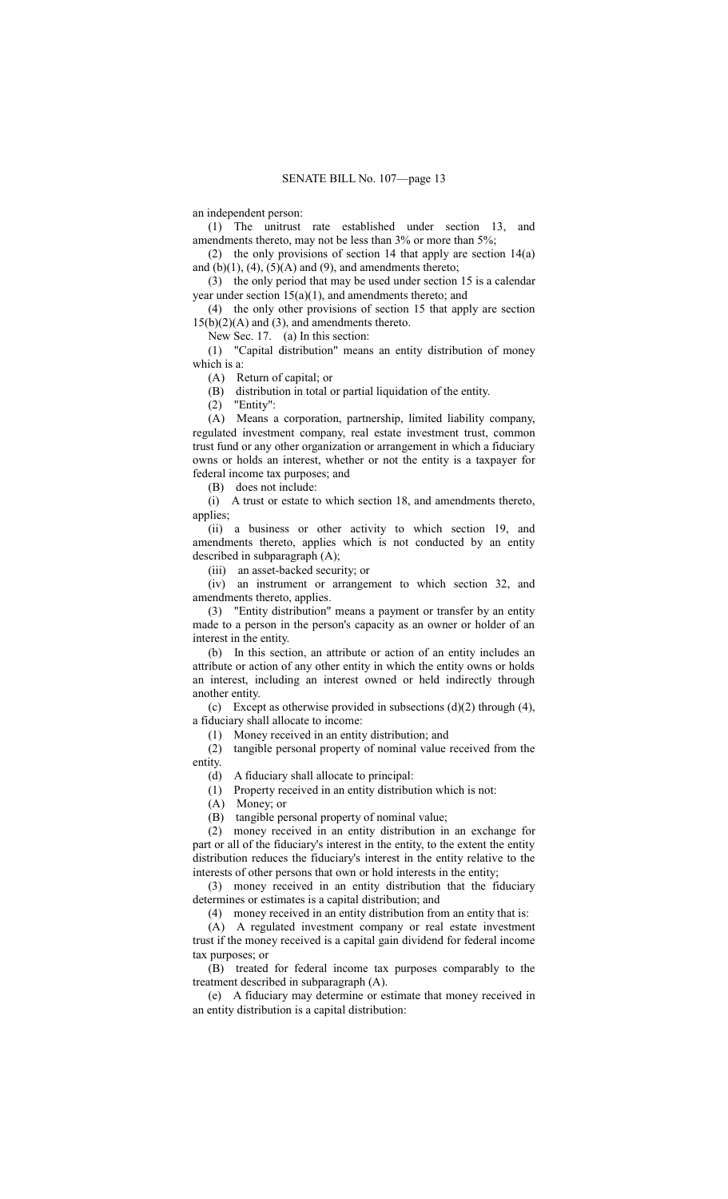an independent person:

(1) The unitrust rate established under section 13, and amendments thereto, may not be less than 3% or more than 5%;

(2) the only provisions of section 14 that apply are section 14(a) and (b)(1), (4), (5)(A) and (9), and amendments thereto;

(3) the only period that may be used under section 15 is a calendar year under section 15(a)(1), and amendments thereto; and

(4) the only other provisions of section 15 that apply are section 15(b)(2)(A) and (3), and amendments thereto.

New Sec. 17. (a) In this section:

(1) "Capital distribution" means an entity distribution of money which is a:

(A) Return of capital; or

(B) distribution in total or partial liquidation of the entity.

(2) "Entity":

(A) Means a corporation, partnership, limited liability company, regulated investment company, real estate investment trust, common trust fund or any other organization or arrangement in which a fiduciary owns or holds an interest, whether or not the entity is a taxpayer for federal income tax purposes; and

(B) does not include:

(i) A trust or estate to which section 18, and amendments thereto, applies;

(ii) a business or other activity to which section 19, and amendments thereto, applies which is not conducted by an entity described in subparagraph (A);

(iii) an asset-backed security; or

(iv) an instrument or arrangement to which section 32, and amendments thereto, applies.

(3) "Entity distribution" means a payment or transfer by an entity made to a person in the person's capacity as an owner or holder of an interest in the entity.

(b) In this section, an attribute or action of an entity includes an attribute or action of any other entity in which the entity owns or holds an interest, including an interest owned or held indirectly through another entity.

(c) Except as otherwise provided in subsections (d)(2) through (4), a fiduciary shall allocate to income:

(1) Money received in an entity distribution; and

(2) tangible personal property of nominal value received from the entity.

(d) A fiduciary shall allocate to principal:

(1) Property received in an entity distribution which is not:

(A) Money; or

(B) tangible personal property of nominal value;

(2) money received in an entity distribution in an exchange for part or all of the fiduciary's interest in the entity, to the extent the entity distribution reduces the fiduciary's interest in the entity relative to the interests of other persons that own or hold interests in the entity;

(3) money received in an entity distribution that the fiduciary determines or estimates is a capital distribution; and

(4) money received in an entity distribution from an entity that is:

(A) A regulated investment company or real estate investment trust if the money received is a capital gain dividend for federal income tax purposes; or

(B) treated for federal income tax purposes comparably to the treatment described in subparagraph (A).

(e) A fiduciary may determine or estimate that money received in an entity distribution is a capital distribution: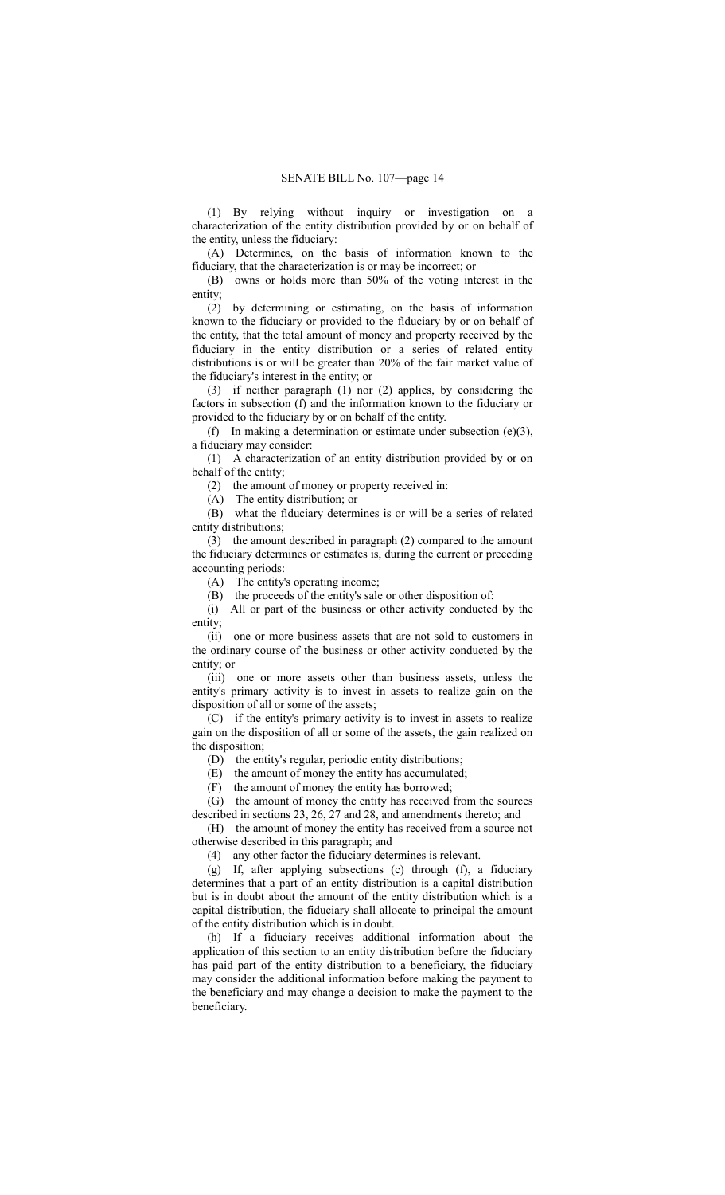(1) By relying without inquiry or investigation on a characterization of the entity distribution provided by or on behalf of the entity, unless the fiduciary:

(A) Determines, on the basis of information known to the fiduciary, that the characterization is or may be incorrect; or

(B) owns or holds more than 50% of the voting interest in the entity;

(2) by determining or estimating, on the basis of information known to the fiduciary or provided to the fiduciary by or on behalf of the entity, that the total amount of money and property received by the fiduciary in the entity distribution or a series of related entity distributions is or will be greater than 20% of the fair market value of the fiduciary's interest in the entity; or

(3) if neither paragraph (1) nor (2) applies, by considering the factors in subsection (f) and the information known to the fiduciary or provided to the fiduciary by or on behalf of the entity.

(f) In making a determination or estimate under subsection (e)(3), a fiduciary may consider:

(1) A characterization of an entity distribution provided by or on behalf of the entity;

(2) the amount of money or property received in:

(A) The entity distribution; or

(B) what the fiduciary determines is or will be a series of related entity distributions;

(3) the amount described in paragraph (2) compared to the amount the fiduciary determines or estimates is, during the current or preceding accounting periods:

(A) The entity's operating income;

(B) the proceeds of the entity's sale or other disposition of:

(i) All or part of the business or other activity conducted by the entity;

(ii) one or more business assets that are not sold to customers in the ordinary course of the business or other activity conducted by the entity; or

(iii) one or more assets other than business assets, unless the entity's primary activity is to invest in assets to realize gain on the disposition of all or some of the assets;

(C) if the entity's primary activity is to invest in assets to realize gain on the disposition of all or some of the assets, the gain realized on the disposition;

(D) the entity's regular, periodic entity distributions;

(E) the amount of money the entity has accumulated;

(F) the amount of money the entity has borrowed;

(G) the amount of money the entity has received from the sources described in sections 23, 26, 27 and 28, and amendments thereto; and

(H) the amount of money the entity has received from a source not otherwise described in this paragraph; and

(4) any other factor the fiduciary determines is relevant.

(g) If, after applying subsections (c) through (f), a fiduciary determines that a part of an entity distribution is a capital distribution but is in doubt about the amount of the entity distribution which is a capital distribution, the fiduciary shall allocate to principal the amount of the entity distribution which is in doubt.

(h) If a fiduciary receives additional information about the application of this section to an entity distribution before the fiduciary has paid part of the entity distribution to a beneficiary, the fiduciary may consider the additional information before making the payment to the beneficiary and may change a decision to make the payment to the beneficiary.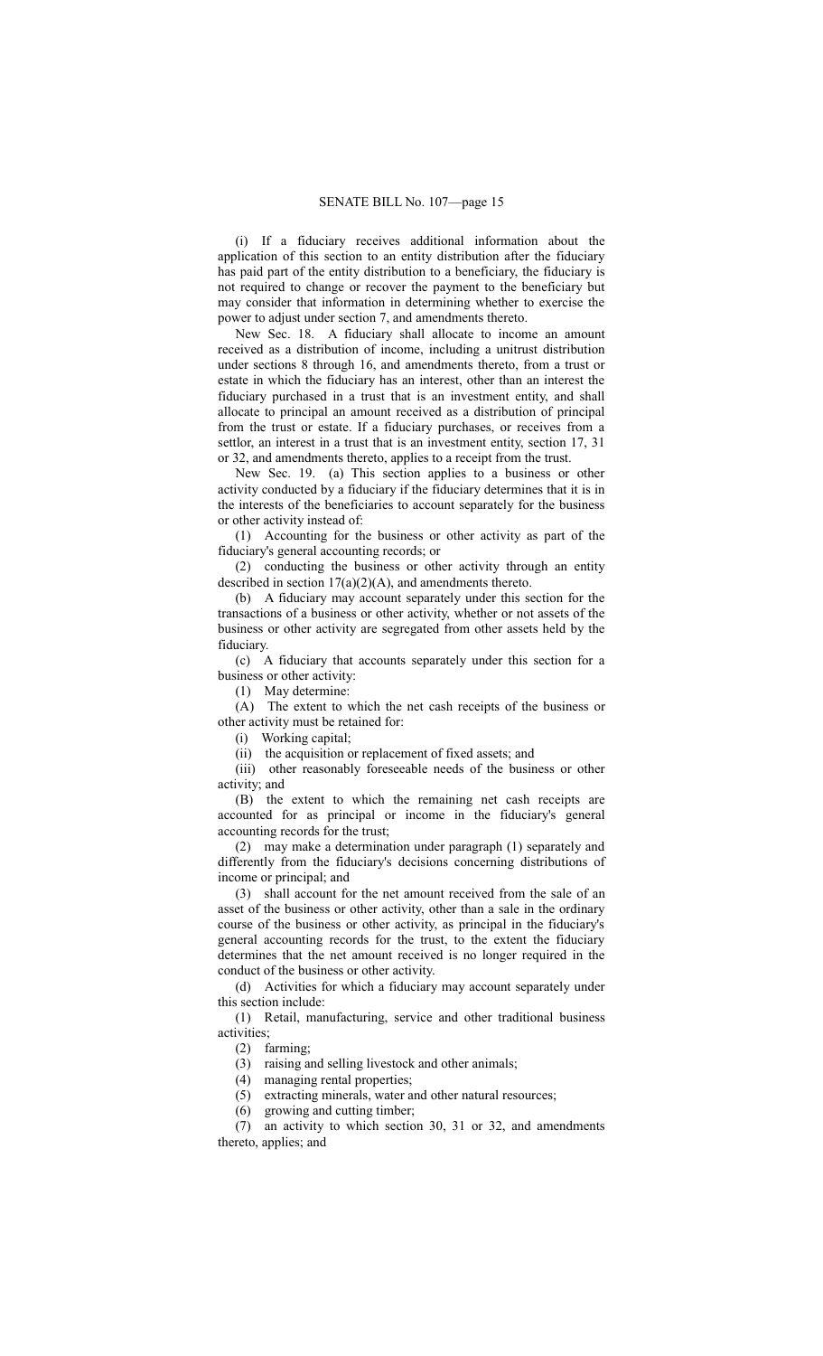(i) If a fiduciary receives additional information about the application of this section to an entity distribution after the fiduciary has paid part of the entity distribution to a beneficiary, the fiduciary is not required to change or recover the payment to the beneficiary but may consider that information in determining whether to exercise the power to adjust under section 7, and amendments thereto.

New Sec. 18. A fiduciary shall allocate to income an amount received as a distribution of income, including a unitrust distribution under sections 8 through 16, and amendments thereto, from a trust or estate in which the fiduciary has an interest, other than an interest the fiduciary purchased in a trust that is an investment entity, and shall allocate to principal an amount received as a distribution of principal from the trust or estate. If a fiduciary purchases, or receives from a settlor, an interest in a trust that is an investment entity, section 17, 31 or 32, and amendments thereto, applies to a receipt from the trust.

New Sec. 19. (a) This section applies to a business or other activity conducted by a fiduciary if the fiduciary determines that it is in the interests of the beneficiaries to account separately for the business or other activity instead of:

(1) Accounting for the business or other activity as part of the fiduciary's general accounting records; or

(2) conducting the business or other activity through an entity described in section 17(a)(2)(A), and amendments thereto.

(b) A fiduciary may account separately under this section for the transactions of a business or other activity, whether or not assets of the business or other activity are segregated from other assets held by the fiduciary.

(c) A fiduciary that accounts separately under this section for a business or other activity:

(1) May determine:

(A) The extent to which the net cash receipts of the business or other activity must be retained for:

(i) Working capital;

(ii) the acquisition or replacement of fixed assets; and

(iii) other reasonably foreseeable needs of the business or other activity; and

(B) the extent to which the remaining net cash receipts are accounted for as principal or income in the fiduciary's general accounting records for the trust;

(2) may make a determination under paragraph (1) separately and differently from the fiduciary's decisions concerning distributions of income or principal; and

(3) shall account for the net amount received from the sale of an asset of the business or other activity, other than a sale in the ordinary course of the business or other activity, as principal in the fiduciary's general accounting records for the trust, to the extent the fiduciary determines that the net amount received is no longer required in the conduct of the business or other activity.

(d) Activities for which a fiduciary may account separately under this section include:

(1) Retail, manufacturing, service and other traditional business activities;

(2) farming;

(3) raising and selling livestock and other animals;

(4) managing rental properties;

(5) extracting minerals, water and other natural resources;

(6) growing and cutting timber;

(7) an activity to which section 30, 31 or 32, and amendments thereto, applies; and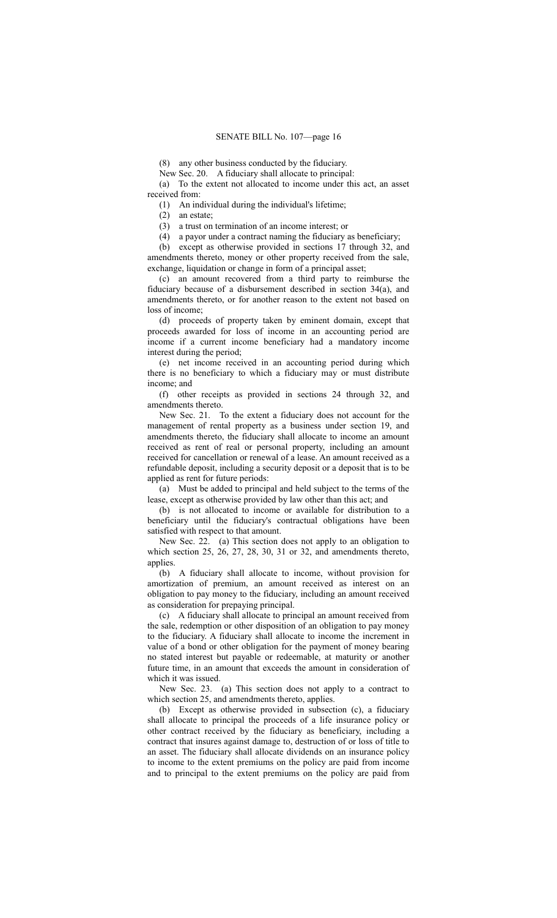(8) any other business conducted by the fiduciary.

New Sec. 20. A fiduciary shall allocate to principal:

(a) To the extent not allocated to income under this act, an asset received from:

(1) An individual during the individual's lifetime;

(2) an estate;

(3) a trust on termination of an income interest; or

(4) a payor under a contract naming the fiduciary as beneficiary;

(b) except as otherwise provided in sections 17 through 32, and amendments thereto, money or other property received from the sale, exchange, liquidation or change in form of a principal asset;

(c) an amount recovered from a third party to reimburse the fiduciary because of a disbursement described in section 34(a), and amendments thereto, or for another reason to the extent not based on loss of income;

(d) proceeds of property taken by eminent domain, except that proceeds awarded for loss of income in an accounting period are income if a current income beneficiary had a mandatory income interest during the period;

(e) net income received in an accounting period during which there is no beneficiary to which a fiduciary may or must distribute income; and

(f) other receipts as provided in sections 24 through 32, and amendments thereto.

New Sec. 21. To the extent a fiduciary does not account for the management of rental property as a business under section 19, and amendments thereto, the fiduciary shall allocate to income an amount received as rent of real or personal property, including an amount received for cancellation or renewal of a lease. An amount received as a refundable deposit, including a security deposit or a deposit that is to be applied as rent for future periods:

(a) Must be added to principal and held subject to the terms of the lease, except as otherwise provided by law other than this act; and

(b) is not allocated to income or available for distribution to a beneficiary until the fiduciary's contractual obligations have been satisfied with respect to that amount.

New Sec. 22. (a) This section does not apply to an obligation to which section 25, 26, 27, 28, 30, 31 or 32, and amendments thereto, applies.

(b) A fiduciary shall allocate to income, without provision for amortization of premium, an amount received as interest on an obligation to pay money to the fiduciary, including an amount received as consideration for prepaying principal.

(c) A fiduciary shall allocate to principal an amount received from the sale, redemption or other disposition of an obligation to pay money to the fiduciary. A fiduciary shall allocate to income the increment in value of a bond or other obligation for the payment of money bearing no stated interest but payable or redeemable, at maturity or another future time, in an amount that exceeds the amount in consideration of which it was issued.

New Sec. 23. (a) This section does not apply to a contract to which section 25, and amendments thereto, applies.

(b) Except as otherwise provided in subsection (c), a fiduciary shall allocate to principal the proceeds of a life insurance policy or other contract received by the fiduciary as beneficiary, including a contract that insures against damage to, destruction of or loss of title to an asset. The fiduciary shall allocate dividends on an insurance policy to income to the extent premiums on the policy are paid from income and to principal to the extent premiums on the policy are paid from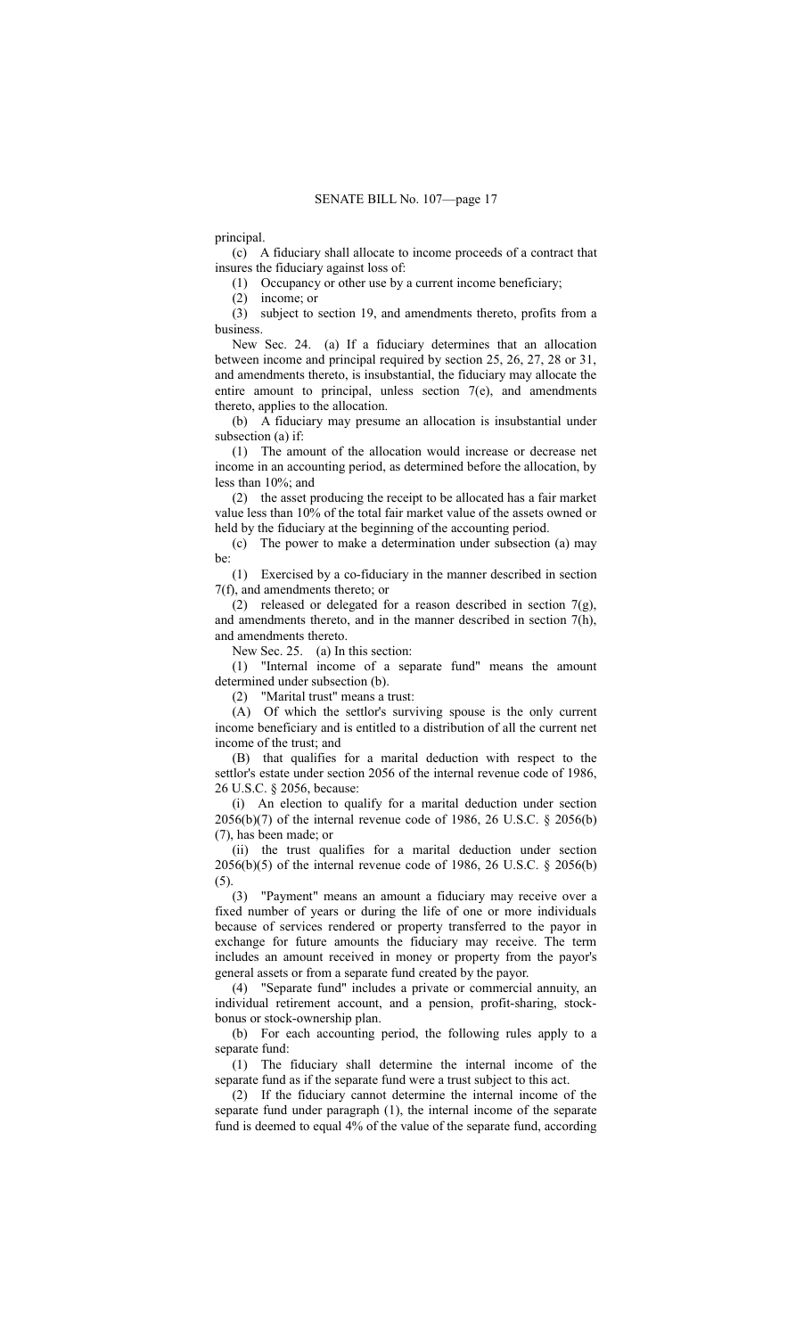principal.

(c) A fiduciary shall allocate to income proceeds of a contract that insures the fiduciary against loss of:

(1) Occupancy or other use by a current income beneficiary;

(2) income; or

(3) subject to section 19, and amendments thereto, profits from a business.

New Sec. 24. (a) If a fiduciary determines that an allocation between income and principal required by section 25, 26, 27, 28 or 31, and amendments thereto, is insubstantial, the fiduciary may allocate the entire amount to principal, unless section 7(e), and amendments thereto, applies to the allocation.

(b) A fiduciary may presume an allocation is insubstantial under subsection (a) if:

(1) The amount of the allocation would increase or decrease net income in an accounting period, as determined before the allocation, by less than 10%; and

(2) the asset producing the receipt to be allocated has a fair market value less than 10% of the total fair market value of the assets owned or held by the fiduciary at the beginning of the accounting period.

(c) The power to make a determination under subsection (a) may be:

(1) Exercised by a co-fiduciary in the manner described in section 7(f), and amendments thereto; or

(2) released or delegated for a reason described in section 7(g), and amendments thereto, and in the manner described in section 7(h), and amendments thereto.

New Sec. 25. (a) In this section:

(1) "Internal income of a separate fund" means the amount determined under subsection (b).

(2) "Marital trust" means a trust:

(A) Of which the settlor's surviving spouse is the only current income beneficiary and is entitled to a distribution of all the current net income of the trust; and

(B) that qualifies for a marital deduction with respect to the settlor's estate under section 2056 of the internal revenue code of 1986, 26 U.S.C. § 2056, because:

(i) An election to qualify for a marital deduction under section 2056(b)(7) of the internal revenue code of 1986, 26 U.S.C. § 2056(b)(7), has been made; or

(ii) the trust qualifies for a marital deduction under section 2056(b)(5) of the internal revenue code of 1986, 26 U.S.C. § 2056(b)(5).

(3) "Payment" means an amount a fiduciary may receive over a fixed number of years or during the life of one or more individuals because of services rendered or property transferred to the payor in exchange for future amounts the fiduciary may receive. The term includes an amount received in money or property from the payor's general assets or from a separate fund created by the payor.

(4) "Separate fund" includes a private or commercial annuity, an individual retirement account, and a pension, profit-sharing, stock-bonus or stock-ownership plan.

(b) For each accounting period, the following rules apply to a separate fund:

(1) The fiduciary shall determine the internal income of the separate fund as if the separate fund were a trust subject to this act.

(2) If the fiduciary cannot determine the internal income of the separate fund under paragraph (1), the internal income of the separate fund is deemed to equal 4% of the value of the separate fund, according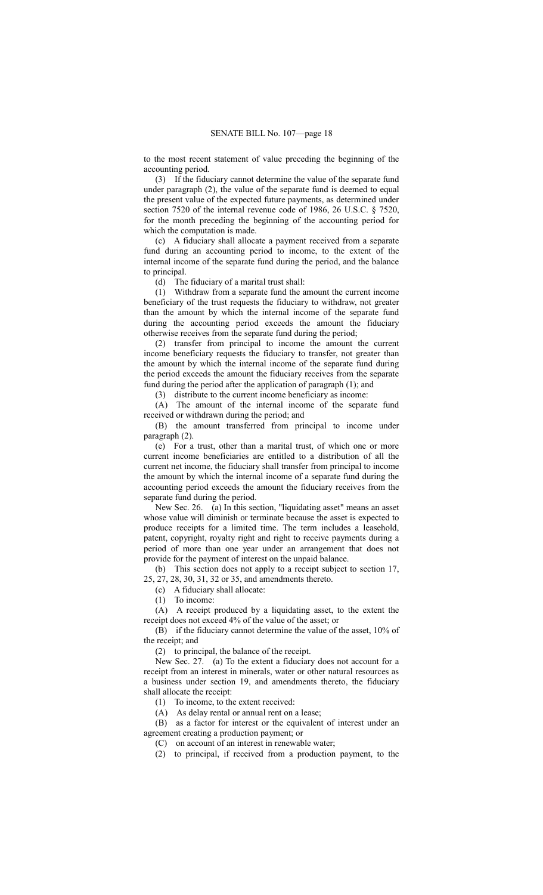to the most recent statement of value preceding the beginning of the accounting period.

(3) If the fiduciary cannot determine the value of the separate fund under paragraph (2), the value of the separate fund is deemed to equal the present value of the expected future payments, as determined under section 7520 of the internal revenue code of 1986, 26 U.S.C. § 7520, for the month preceding the beginning of the accounting period for which the computation is made.

(c) A fiduciary shall allocate a payment received from a separate fund during an accounting period to income, to the extent of the internal income of the separate fund during the period, and the balance to principal.

(d) The fiduciary of a marital trust shall:

(1) Withdraw from a separate fund the amount the current income beneficiary of the trust requests the fiduciary to withdraw, not greater than the amount by which the internal income of the separate fund during the accounting period exceeds the amount the fiduciary otherwise receives from the separate fund during the period;

(2) transfer from principal to income the amount the current income beneficiary requests the fiduciary to transfer, not greater than the amount by which the internal income of the separate fund during the period exceeds the amount the fiduciary receives from the separate fund during the period after the application of paragraph (1); and

(3) distribute to the current income beneficiary as income:

(A) The amount of the internal income of the separate fund received or withdrawn during the period; and

(B) the amount transferred from principal to income under paragraph (2).

(e) For a trust, other than a marital trust, of which one or more current income beneficiaries are entitled to a distribution of all the current net income, the fiduciary shall transfer from principal to income the amount by which the internal income of a separate fund during the accounting period exceeds the amount the fiduciary receives from the separate fund during the period.

New Sec. 26. (a) In this section, "liquidating asset" means an asset whose value will diminish or terminate because the asset is expected to produce receipts for a limited time. The term includes a leasehold, patent, copyright, royalty right and right to receive payments during a period of more than one year under an arrangement that does not provide for the payment of interest on the unpaid balance.

(b) This section does not apply to a receipt subject to section 17, 25, 27, 28, 30, 31, 32 or 35, and amendments thereto.

(c) A fiduciary shall allocate:

(1) To income:

(A) A receipt produced by a liquidating asset, to the extent the receipt does not exceed 4% of the value of the asset; or

(B) if the fiduciary cannot determine the value of the asset, 10% of the receipt; and

(2) to principal, the balance of the receipt.

New Sec. 27. (a) To the extent a fiduciary does not account for a receipt from an interest in minerals, water or other natural resources as a business under section 19, and amendments thereto, the fiduciary shall allocate the receipt:

(1) To income, to the extent received:

(A) As delay rental or annual rent on a lease;

(B) as a factor for interest or the equivalent of interest under an agreement creating a production payment; or

(C) on account of an interest in renewable water;

(2) to principal, if received from a production payment, to the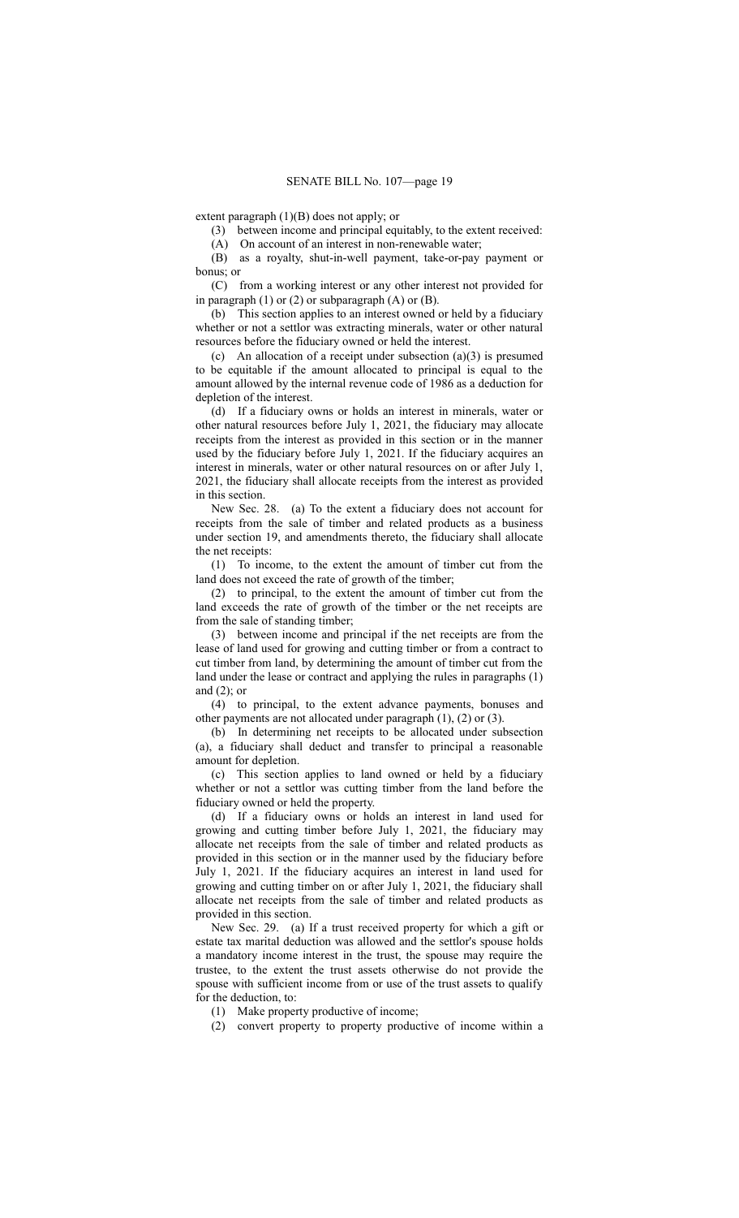extent paragraph (1)(B) does not apply; or

(3) between income and principal equitably, to the extent received:

(A) On account of an interest in non-renewable water;

(B) as a royalty, shut-in-well payment, take-or-pay payment or bonus; or

(C) from a working interest or any other interest not provided for in paragraph (1) or (2) or subparagraph (A) or (B).

(b) This section applies to an interest owned or held by a fiduciary whether or not a settlor was extracting minerals, water or other natural resources before the fiduciary owned or held the interest.

(c) An allocation of a receipt under subsection (a)(3) is presumed to be equitable if the amount allocated to principal is equal to the amount allowed by the internal revenue code of 1986 as a deduction for depletion of the interest.

(d) If a fiduciary owns or holds an interest in minerals, water or other natural resources before July 1, 2021, the fiduciary may allocate receipts from the interest as provided in this section or in the manner used by the fiduciary before July 1, 2021. If the fiduciary acquires an interest in minerals, water or other natural resources on or after July 1, 2021, the fiduciary shall allocate receipts from the interest as provided in this section.

New Sec. 28. (a) To the extent a fiduciary does not account for receipts from the sale of timber and related products as a business under section 19, and amendments thereto, the fiduciary shall allocate the net receipts:

(1) To income, to the extent the amount of timber cut from the land does not exceed the rate of growth of the timber;

(2) to principal, to the extent the amount of timber cut from the land exceeds the rate of growth of the timber or the net receipts are from the sale of standing timber;

(3) between income and principal if the net receipts are from the lease of land used for growing and cutting timber or from a contract to cut timber from land, by determining the amount of timber cut from the land under the lease or contract and applying the rules in paragraphs (1) and (2); or

(4) to principal, to the extent advance payments, bonuses and other payments are not allocated under paragraph (1), (2) or (3).

(b) In determining net receipts to be allocated under subsection (a), a fiduciary shall deduct and transfer to principal a reasonable amount for depletion.

(c) This section applies to land owned or held by a fiduciary whether or not a settlor was cutting timber from the land before the fiduciary owned or held the property.

(d) If a fiduciary owns or holds an interest in land used for growing and cutting timber before July 1, 2021, the fiduciary may allocate net receipts from the sale of timber and related products as provided in this section or in the manner used by the fiduciary before July 1, 2021. If the fiduciary acquires an interest in land used for growing and cutting timber on or after July 1, 2021, the fiduciary shall allocate net receipts from the sale of timber and related products as provided in this section.

New Sec. 29. (a) If a trust received property for which a gift or estate tax marital deduction was allowed and the settlor's spouse holds a mandatory income interest in the trust, the spouse may require the trustee, to the extent the trust assets otherwise do not provide the spouse with sufficient income from or use of the trust assets to qualify for the deduction, to:

(1) Make property productive of income;

(2) convert property to property productive of income within a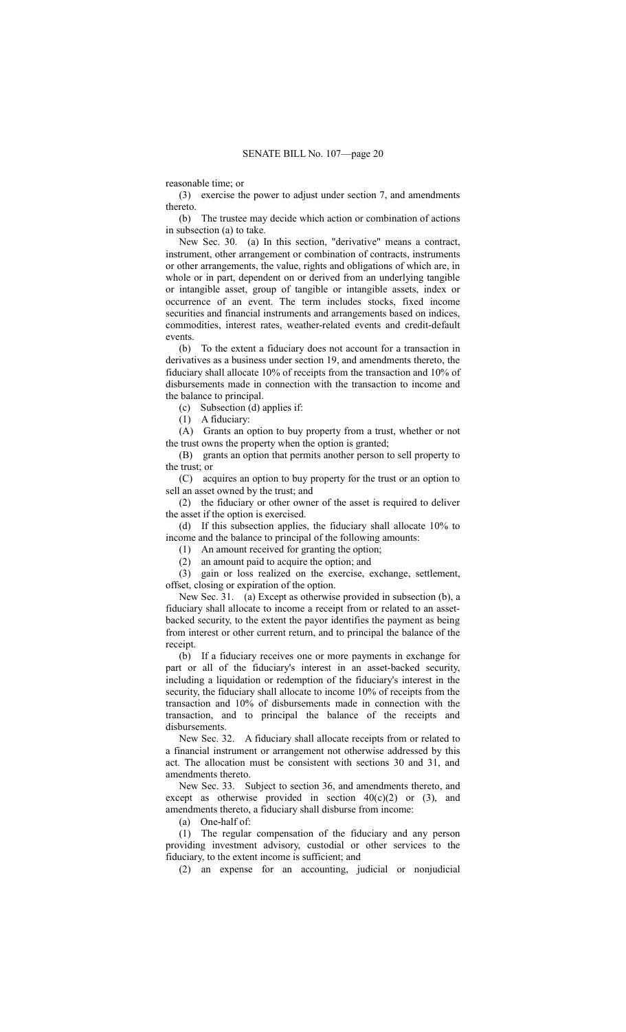reasonable time; or

(3) exercise the power to adjust under section 7, and amendments thereto.

(b) The trustee may decide which action or combination of actions in subsection (a) to take.

New Sec. 30. (a) In this section, "derivative" means a contract, instrument, other arrangement or combination of contracts, instruments or other arrangements, the value, rights and obligations of which are, in whole or in part, dependent on or derived from an underlying tangible or intangible asset, group of tangible or intangible assets, index or occurrence of an event. The term includes stocks, fixed income securities and financial instruments and arrangements based on indices, commodities, interest rates, weather-related events and credit-default events.

(b) To the extent a fiduciary does not account for a transaction in derivatives as a business under section 19, and amendments thereto, the fiduciary shall allocate 10% of receipts from the transaction and 10% of disbursements made in connection with the transaction to income and the balance to principal.

(c) Subsection (d) applies if:

(1) A fiduciary:

(A) Grants an option to buy property from a trust, whether or not the trust owns the property when the option is granted;

(B) grants an option that permits another person to sell property to the trust; or

(C) acquires an option to buy property for the trust or an option to sell an asset owned by the trust; and

(2) the fiduciary or other owner of the asset is required to deliver the asset if the option is exercised.

(d) If this subsection applies, the fiduciary shall allocate 10% to income and the balance to principal of the following amounts:

(1) An amount received for granting the option;

(2) an amount paid to acquire the option; and

(3) gain or loss realized on the exercise, exchange, settlement, offset, closing or expiration of the option.

New Sec. 31. (a) Except as otherwise provided in subsection (b), a fiduciary shall allocate to income a receipt from or related to an asset-backed security, to the extent the payor identifies the payment as being from interest or other current return, and to principal the balance of the receipt.

(b) If a fiduciary receives one or more payments in exchange for part or all of the fiduciary's interest in an asset-backed security, including a liquidation or redemption of the fiduciary's interest in the security, the fiduciary shall allocate to income 10% of receipts from the transaction and 10% of disbursements made in connection with the transaction, and to principal the balance of the receipts and disbursements.

New Sec. 32. A fiduciary shall allocate receipts from or related to a financial instrument or arrangement not otherwise addressed by this act. The allocation must be consistent with sections 30 and 31, and amendments thereto.

New Sec. 33. Subject to section 36, and amendments thereto, and except as otherwise provided in section 40(c)(2) or (3), and amendments thereto, a fiduciary shall disburse from income:

(a) One-half of:

(1) The regular compensation of the fiduciary and any person providing investment advisory, custodial or other services to the fiduciary, to the extent income is sufficient; and

(2) an expense for an accounting, judicial or nonjudicial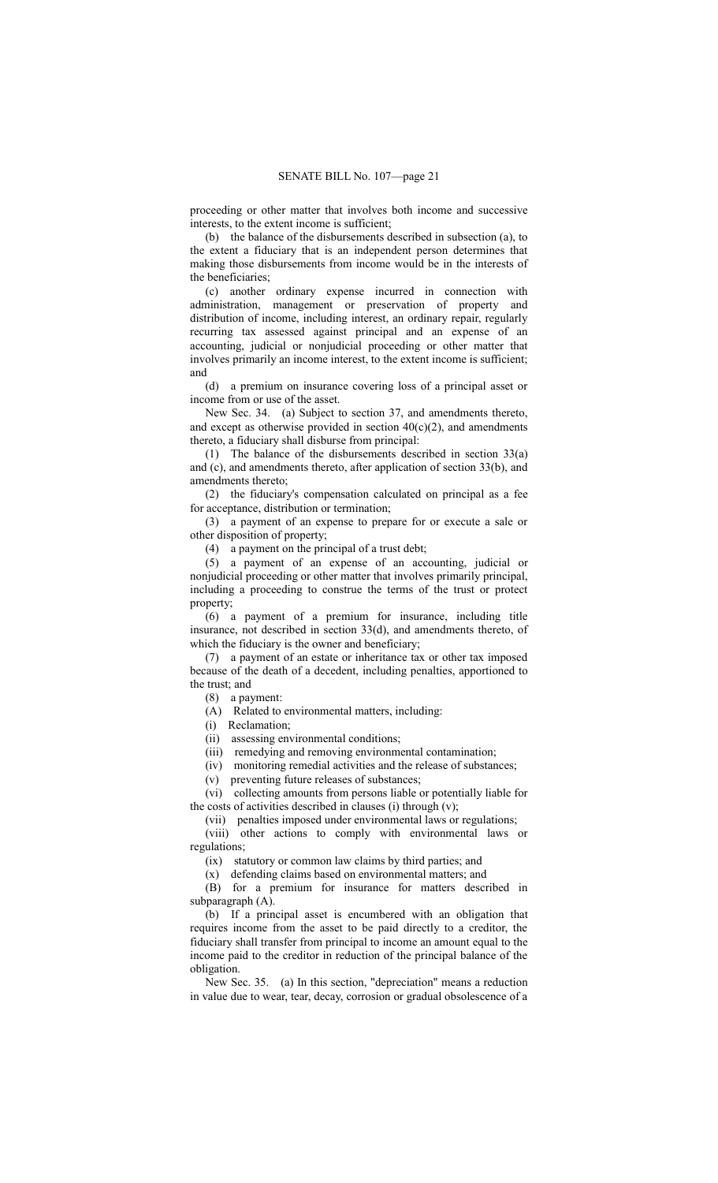proceeding or other matter that involves both income and successive interests, to the extent income is sufficient;

(b) the balance of the disbursements described in subsection (a), to the extent a fiduciary that is an independent person determines that making those disbursements from income would be in the interests of the beneficiaries;

(c) another ordinary expense incurred in connection with administration, management or preservation of property and distribution of income, including interest, an ordinary repair, regularly recurring tax assessed against principal and an expense of an accounting, judicial or nonjudicial proceeding or other matter that involves primarily an income interest, to the extent income is sufficient; and

(d) a premium on insurance covering loss of a principal asset or income from or use of the asset.

New Sec. 34. (a) Subject to section 37, and amendments thereto, and except as otherwise provided in section 40(c)(2), and amendments thereto, a fiduciary shall disburse from principal:

(1) The balance of the disbursements described in section 33(a) and (c), and amendments thereto, after application of section 33(b), and amendments thereto;

(2) the fiduciary's compensation calculated on principal as a fee for acceptance, distribution or termination;

(3) a payment of an expense to prepare for or execute a sale or other disposition of property;

(4) a payment on the principal of a trust debt;

(5) a payment of an expense of an accounting, judicial or nonjudicial proceeding or other matter that involves primarily principal, including a proceeding to construe the terms of the trust or protect property;

(6) a payment of a premium for insurance, including title insurance, not described in section 33(d), and amendments thereto, of which the fiduciary is the owner and beneficiary;

(7) a payment of an estate or inheritance tax or other tax imposed because of the death of a decedent, including penalties, apportioned to the trust; and

(8) a payment:

(A) Related to environmental matters, including:

(i) Reclamation;

(ii) assessing environmental conditions;

(iii) remedying and removing environmental contamination;

(iv) monitoring remedial activities and the release of substances;

(v) preventing future releases of substances;

(vi) collecting amounts from persons liable or potentially liable for the costs of activities described in clauses (i) through (v);

(vii) penalties imposed under environmental laws or regulations;

(viii) other actions to comply with environmental laws or regulations;

(ix) statutory or common law claims by third parties; and

(x) defending claims based on environmental matters; and

(B) for a premium for insurance for matters described in subparagraph (A).

(b) If a principal asset is encumbered with an obligation that requires income from the asset to be paid directly to a creditor, the fiduciary shall transfer from principal to income an amount equal to the income paid to the creditor in reduction of the principal balance of the obligation.

New Sec. 35. (a) In this section, "depreciation" means a reduction in value due to wear, tear, decay, corrosion or gradual obsolescence of a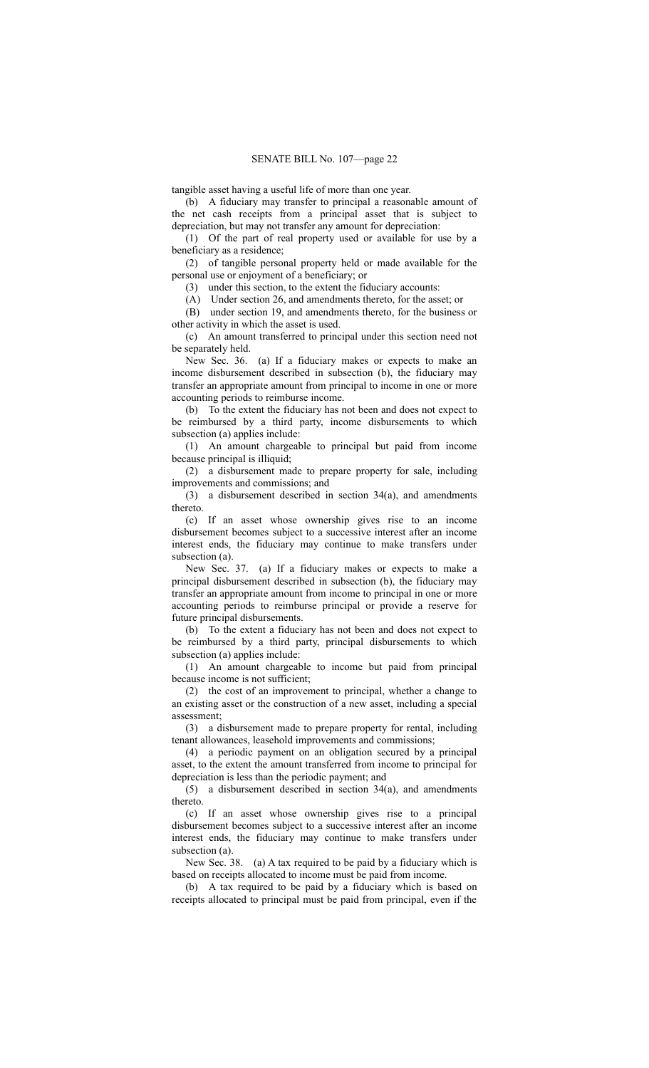tangible asset having a useful life of more than one year.

(b) A fiduciary may transfer to principal a reasonable amount of the net cash receipts from a principal asset that is subject to depreciation, but may not transfer any amount for depreciation:

(1) Of the part of real property used or available for use by a beneficiary as a residence;

(2) of tangible personal property held or made available for the personal use or enjoyment of a beneficiary; or

(3) under this section, to the extent the fiduciary accounts:

(A) Under section 26, and amendments thereto, for the asset; or

(B) under section 19, and amendments thereto, for the business or other activity in which the asset is used.

(c) An amount transferred to principal under this section need not be separately held.

New Sec. 36. (a) If a fiduciary makes or expects to make an income disbursement described in subsection (b), the fiduciary may transfer an appropriate amount from principal to income in one or more accounting periods to reimburse income.

(b) To the extent the fiduciary has not been and does not expect to be reimbursed by a third party, income disbursements to which subsection (a) applies include:

(1) An amount chargeable to principal but paid from income because principal is illiquid;

(2) a disbursement made to prepare property for sale, including improvements and commissions; and

(3) a disbursement described in section 34(a), and amendments thereto.

(c) If an asset whose ownership gives rise to an income disbursement becomes subject to a successive interest after an income interest ends, the fiduciary may continue to make transfers under subsection (a).

New Sec. 37. (a) If a fiduciary makes or expects to make a principal disbursement described in subsection (b), the fiduciary may transfer an appropriate amount from income to principal in one or more accounting periods to reimburse principal or provide a reserve for future principal disbursements.

(b) To the extent a fiduciary has not been and does not expect to be reimbursed by a third party, principal disbursements to which subsection (a) applies include:

(1) An amount chargeable to income but paid from principal because income is not sufficient;

(2) the cost of an improvement to principal, whether a change to an existing asset or the construction of a new asset, including a special assessment;

(3) a disbursement made to prepare property for rental, including tenant allowances, leasehold improvements and commissions;

(4) a periodic payment on an obligation secured by a principal asset, to the extent the amount transferred from income to principal for depreciation is less than the periodic payment; and

(5) a disbursement described in section 34(a), and amendments thereto.

(c) If an asset whose ownership gives rise to a principal disbursement becomes subject to a successive interest after an income interest ends, the fiduciary may continue to make transfers under subsection (a).

New Sec. 38. (a) A tax required to be paid by a fiduciary which is based on receipts allocated to income must be paid from income.

(b) A tax required to be paid by a fiduciary which is based on receipts allocated to principal must be paid from principal, even if the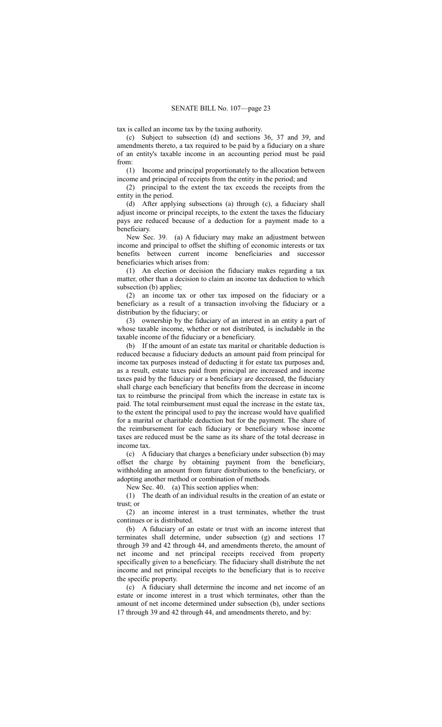tax is called an income tax by the taxing authority.

(c) Subject to subsection (d) and sections 36, 37 and 39, and amendments thereto, a tax required to be paid by a fiduciary on a share of an entity's taxable income in an accounting period must be paid from:

(1) Income and principal proportionately to the allocation between income and principal of receipts from the entity in the period; and

(2) principal to the extent the tax exceeds the receipts from the entity in the period.

(d) After applying subsections (a) through (c), a fiduciary shall adjust income or principal receipts, to the extent the taxes the fiduciary pays are reduced because of a deduction for a payment made to a beneficiary.

New Sec. 39. (a) A fiduciary may make an adjustment between income and principal to offset the shifting of economic interests or tax benefits between current income beneficiaries and successor beneficiaries which arises from:

(1) An election or decision the fiduciary makes regarding a tax matter, other than a decision to claim an income tax deduction to which subsection (b) applies;

(2) an income tax or other tax imposed on the fiduciary or a beneficiary as a result of a transaction involving the fiduciary or a distribution by the fiduciary; or

(3) ownership by the fiduciary of an interest in an entity a part of whose taxable income, whether or not distributed, is includable in the taxable income of the fiduciary or a beneficiary.

(b) If the amount of an estate tax marital or charitable deduction is reduced because a fiduciary deducts an amount paid from principal for income tax purposes instead of deducting it for estate tax purposes and, as a result, estate taxes paid from principal are increased and income taxes paid by the fiduciary or a beneficiary are decreased, the fiduciary shall charge each beneficiary that benefits from the decrease in income tax to reimburse the principal from which the increase in estate tax is paid. The total reimbursement must equal the increase in the estate tax, to the extent the principal used to pay the increase would have qualified for a marital or charitable deduction but for the payment. The share of the reimbursement for each fiduciary or beneficiary whose income taxes are reduced must be the same as its share of the total decrease in income tax.

(c) A fiduciary that charges a beneficiary under subsection (b) may offset the charge by obtaining payment from the beneficiary, withholding an amount from future distributions to the beneficiary, or adopting another method or combination of methods.

New Sec. 40. (a) This section applies when:

(1) The death of an individual results in the creation of an estate or trust; or

(2) an income interest in a trust terminates, whether the trust continues or is distributed.

(b) A fiduciary of an estate or trust with an income interest that terminates shall determine, under subsection (g) and sections 17 through 39 and 42 through 44, and amendments thereto, the amount of net income and net principal receipts received from property specifically given to a beneficiary. The fiduciary shall distribute the net income and net principal receipts to the beneficiary that is to receive the specific property.

(c) A fiduciary shall determine the income and net income of an estate or income interest in a trust which terminates, other than the amount of net income determined under subsection (b), under sections 17 through 39 and 42 through 44, and amendments thereto, and by: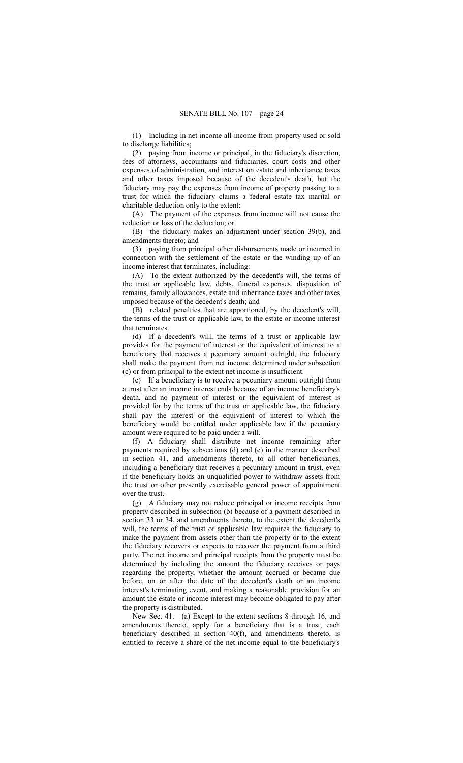(1) Including in net income all income from property used or sold to discharge liabilities;

(2) paying from income or principal, in the fiduciary's discretion, fees of attorneys, accountants and fiduciaries, court costs and other expenses of administration, and interest on estate and inheritance taxes and other taxes imposed because of the decedent's death, but the fiduciary may pay the expenses from income of property passing to a trust for which the fiduciary claims a federal estate tax marital or charitable deduction only to the extent:

(A) The payment of the expenses from income will not cause the reduction or loss of the deduction; or

(B) the fiduciary makes an adjustment under section 39(b), and amendments thereto; and

(3) paying from principal other disbursements made or incurred in connection with the settlement of the estate or the winding up of an income interest that terminates, including:

(A) To the extent authorized by the decedent's will, the terms of the trust or applicable law, debts, funeral expenses, disposition of remains, family allowances, estate and inheritance taxes and other taxes imposed because of the decedent's death; and

(B) related penalties that are apportioned, by the decedent's will, the terms of the trust or applicable law, to the estate or income interest that terminates.

(d) If a decedent's will, the terms of a trust or applicable law provides for the payment of interest or the equivalent of interest to a beneficiary that receives a pecuniary amount outright, the fiduciary shall make the payment from net income determined under subsection (c) or from principal to the extent net income is insufficient.

(e) If a beneficiary is to receive a pecuniary amount outright from a trust after an income interest ends because of an income beneficiary's death, and no payment of interest or the equivalent of interest is provided for by the terms of the trust or applicable law, the fiduciary shall pay the interest or the equivalent of interest to which the beneficiary would be entitled under applicable law if the pecuniary amount were required to be paid under a will.

(f) A fiduciary shall distribute net income remaining after payments required by subsections (d) and (e) in the manner described in section 41, and amendments thereto, to all other beneficiaries, including a beneficiary that receives a pecuniary amount in trust, even if the beneficiary holds an unqualified power to withdraw assets from the trust or other presently exercisable general power of appointment over the trust.

(g) A fiduciary may not reduce principal or income receipts from property described in subsection (b) because of a payment described in section 33 or 34, and amendments thereto, to the extent the decedent's will, the terms of the trust or applicable law requires the fiduciary to make the payment from assets other than the property or to the extent the fiduciary recovers or expects to recover the payment from a third party. The net income and principal receipts from the property must be determined by including the amount the fiduciary receives or pays regarding the property, whether the amount accrued or became due before, on or after the date of the decedent's death or an income interest's terminating event, and making a reasonable provision for an amount the estate or income interest may become obligated to pay after the property is distributed.

New Sec. 41. (a) Except to the extent sections 8 through 16, and amendments thereto, apply for a beneficiary that is a trust, each beneficiary described in section 40(f), and amendments thereto, is entitled to receive a share of the net income equal to the beneficiary's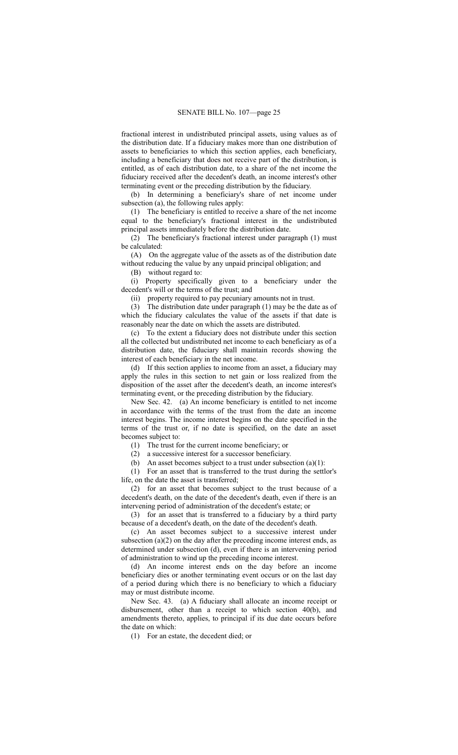fractional interest in undistributed principal assets, using values as of the distribution date. If a fiduciary makes more than one distribution of assets to beneficiaries to which this section applies, each beneficiary, including a beneficiary that does not receive part of the distribution, is entitled, as of each distribution date, to a share of the net income the fiduciary received after the decedent's death, an income interest's other terminating event or the preceding distribution by the fiduciary.

(b) In determining a beneficiary's share of net income under subsection (a), the following rules apply:

(1) The beneficiary is entitled to receive a share of the net income equal to the beneficiary's fractional interest in the undistributed principal assets immediately before the distribution date.

(2) The beneficiary's fractional interest under paragraph (1) must be calculated:

(A) On the aggregate value of the assets as of the distribution date without reducing the value by any unpaid principal obligation; and

(B) without regard to:

(i) Property specifically given to a beneficiary under the decedent's will or the terms of the trust; and

(ii) property required to pay pecuniary amounts not in trust.

(3) The distribution date under paragraph (1) may be the date as of which the fiduciary calculates the value of the assets if that date is reasonably near the date on which the assets are distributed.

(c) To the extent a fiduciary does not distribute under this section all the collected but undistributed net income to each beneficiary as of a distribution date, the fiduciary shall maintain records showing the interest of each beneficiary in the net income.

(d) If this section applies to income from an asset, a fiduciary may apply the rules in this section to net gain or loss realized from the disposition of the asset after the decedent's death, an income interest's terminating event, or the preceding distribution by the fiduciary.

New Sec. 42. (a) An income beneficiary is entitled to net income in accordance with the terms of the trust from the date an income interest begins. The income interest begins on the date specified in the terms of the trust or, if no date is specified, on the date an asset becomes subject to:

(1) The trust for the current income beneficiary; or

(2) a successive interest for a successor beneficiary.

(b) An asset becomes subject to a trust under subsection (a)(1):

(1) For an asset that is transferred to the trust during the settlor's life, on the date the asset is transferred;

(2) for an asset that becomes subject to the trust because of a decedent's death, on the date of the decedent's death, even if there is an intervening period of administration of the decedent's estate; or

(3) for an asset that is transferred to a fiduciary by a third party because of a decedent's death, on the date of the decedent's death.

(c) An asset becomes subject to a successive interest under subsection (a)(2) on the day after the preceding income interest ends, as determined under subsection (d), even if there is an intervening period of administration to wind up the preceding income interest.

(d) An income interest ends on the day before an income beneficiary dies or another terminating event occurs or on the last day of a period during which there is no beneficiary to which a fiduciary may or must distribute income.

New Sec. 43. (a) A fiduciary shall allocate an income receipt or disbursement, other than a receipt to which section 40(b), and amendments thereto, applies, to principal if its due date occurs before the date on which:

(1) For an estate, the decedent died; or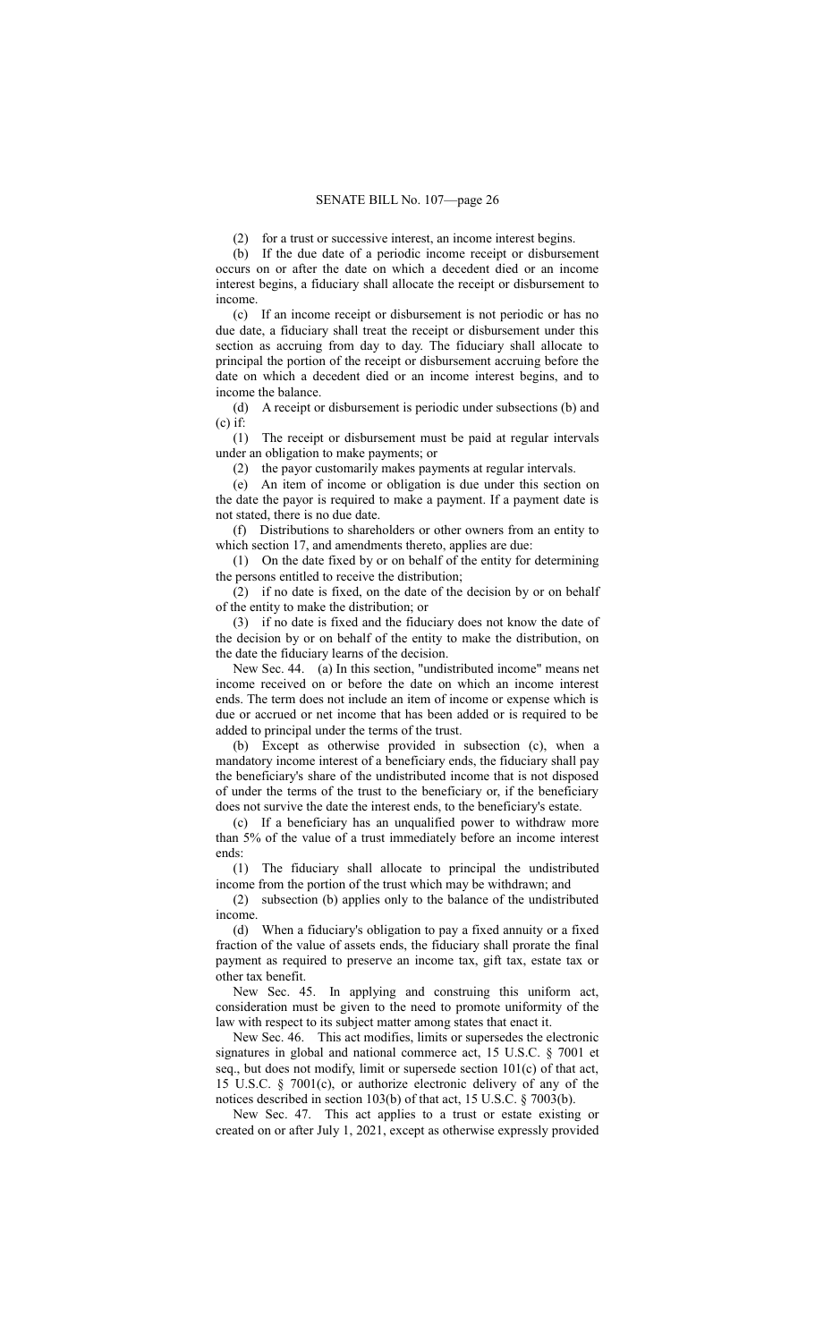(2) for a trust or successive interest, an income interest begins.

(b) If the due date of a periodic income receipt or disbursement occurs on or after the date on which a decedent died or an income interest begins, a fiduciary shall allocate the receipt or disbursement to income.

(c) If an income receipt or disbursement is not periodic or has no due date, a fiduciary shall treat the receipt or disbursement under this section as accruing from day to day. The fiduciary shall allocate to principal the portion of the receipt or disbursement accruing before the date on which a decedent died or an income interest begins, and to income the balance.

(d) A receipt or disbursement is periodic under subsections (b) and (c) if:

(1) The receipt or disbursement must be paid at regular intervals under an obligation to make payments; or

(2) the payor customarily makes payments at regular intervals.

(e) An item of income or obligation is due under this section on the date the payor is required to make a payment. If a payment date is not stated, there is no due date.

(f) Distributions to shareholders or other owners from an entity to which section 17, and amendments thereto, applies are due:

(1) On the date fixed by or on behalf of the entity for determining the persons entitled to receive the distribution;

(2) if no date is fixed, on the date of the decision by or on behalf of the entity to make the distribution; or

(3) if no date is fixed and the fiduciary does not know the date of the decision by or on behalf of the entity to make the distribution, on the date the fiduciary learns of the decision.

New Sec. 44. (a) In this section, "undistributed income" means net income received on or before the date on which an income interest ends. The term does not include an item of income or expense which is due or accrued or net income that has been added or is required to be added to principal under the terms of the trust.

(b) Except as otherwise provided in subsection (c), when a mandatory income interest of a beneficiary ends, the fiduciary shall pay the beneficiary's share of the undistributed income that is not disposed of under the terms of the trust to the beneficiary or, if the beneficiary does not survive the date the interest ends, to the beneficiary's estate.

(c) If a beneficiary has an unqualified power to withdraw more than 5% of the value of a trust immediately before an income interest ends:

(1) The fiduciary shall allocate to principal the undistributed income from the portion of the trust which may be withdrawn; and

(2) subsection (b) applies only to the balance of the undistributed income.

(d) When a fiduciary's obligation to pay a fixed annuity or a fixed fraction of the value of assets ends, the fiduciary shall prorate the final payment as required to preserve an income tax, gift tax, estate tax or other tax benefit.

New Sec. 45. In applying and construing this uniform act, consideration must be given to the need to promote uniformity of the law with respect to its subject matter among states that enact it.

New Sec. 46. This act modifies, limits or supersedes the electronic signatures in global and national commerce act, 15 U.S.C. § 7001 et seq., but does not modify, limit or supersede section 101(c) of that act, 15 U.S.C. § 7001(c), or authorize electronic delivery of any of the notices described in section 103(b) of that act, 15 U.S.C. § 7003(b).

New Sec. 47. This act applies to a trust or estate existing or created on or after July 1, 2021, except as otherwise expressly provided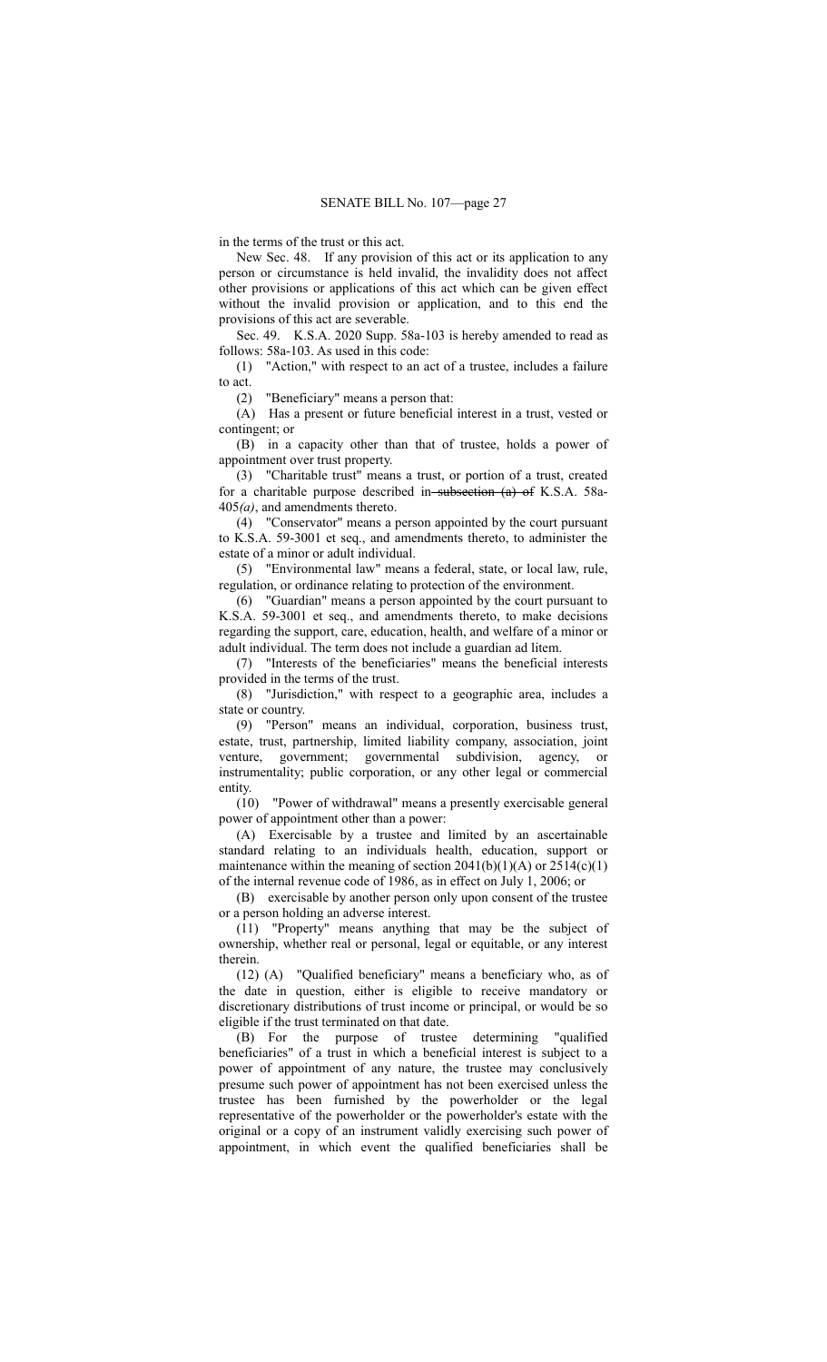in the terms of the trust or this act.

New Sec. 48. If any provision of this act or its application to any person or circumstance is held invalid, the invalidity does not affect other provisions or applications of this act which can be given effect without the invalid provision or application, and to this end the provisions of this act are severable.

Sec. 49. K.S.A. 2020 Supp. 58a-103 is hereby amended to read as follows: 58a-103. As used in this code:

(1) "Action," with respect to an act of a trustee, includes a failure to act.

(2) "Beneficiary" means a person that:

(A) Has a present or future beneficial interest in a trust, vested or contingent; or

(B) in a capacity other than that of trustee, holds a power of appointment over trust property.

(3) "Charitable trust" means a trust, or portion of a trust, created for a charitable purpose described in ~~subsection (a) of~~ K.S.A. 58a-405*(a)*, and amendments thereto.

(4) "Conservator" means a person appointed by the court pursuant to K.S.A. 59-3001 et seq., and amendments thereto, to administer the estate of a minor or adult individual.

(5) "Environmental law" means a federal, state, or local law, rule, regulation, or ordinance relating to protection of the environment.

(6) "Guardian" means a person appointed by the court pursuant to K.S.A. 59-3001 et seq., and amendments thereto, to make decisions regarding the support, care, education, health, and welfare of a minor or adult individual. The term does not include a guardian ad litem.

(7) "Interests of the beneficiaries" means the beneficial interests provided in the terms of the trust.

(8) "Jurisdiction," with respect to a geographic area, includes a state or country.

(9) "Person" means an individual, corporation, business trust, estate, trust, partnership, limited liability company, association, joint venture, government; governmental subdivision, agency, or instrumentality; public corporation, or any other legal or commercial entity.

(10) "Power of withdrawal" means a presently exercisable general power of appointment other than a power:

(A) Exercisable by a trustee and limited by an ascertainable standard relating to an individuals health, education, support or maintenance within the meaning of section 2041(b)(1)(A) or 2514(c)(1) of the internal revenue code of 1986, as in effect on July 1, 2006; or

(B) exercisable by another person only upon consent of the trustee or a person holding an adverse interest.

(11) "Property" means anything that may be the subject of ownership, whether real or personal, legal or equitable, or any interest therein.

(12) (A) "Qualified beneficiary" means a beneficiary who, as of the date in question, either is eligible to receive mandatory or discretionary distributions of trust income or principal, or would be so eligible if the trust terminated on that date.

(B) For the purpose of trustee determining "qualified beneficiaries" of a trust in which a beneficial interest is subject to a power of appointment of any nature, the trustee may conclusively presume such power of appointment has not been exercised unless the trustee has been furnished by the powerholder or the legal representative of the powerholder or the powerholder's estate with the original or a copy of an instrument validly exercising such power of appointment, in which event the qualified beneficiaries shall be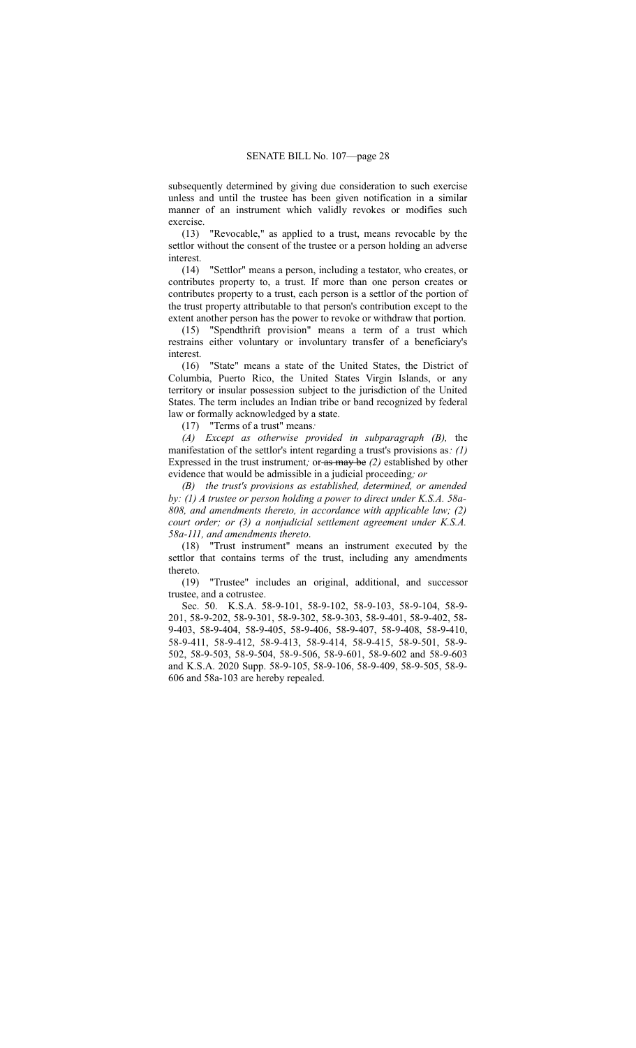subsequently determined by giving due consideration to such exercise unless and until the trustee has been given notification in a similar manner of an instrument which validly revokes or modifies such exercise.

(13) "Revocable," as applied to a trust, means revocable by the settlor without the consent of the trustee or a person holding an adverse interest.

(14) "Settlor" means a person, including a testator, who creates, or contributes property to, a trust. If more than one person creates or contributes property to a trust, each person is a settlor of the portion of the trust property attributable to that person's contribution except to the extent another person has the power to revoke or withdraw that portion.

(15) "Spendthrift provision" means a term of a trust which restrains either voluntary or involuntary transfer of a beneficiary's interest.

(16) "State" means a state of the United States, the District of Columbia, Puerto Rico, the United States Virgin Islands, or any territory or insular possession subject to the jurisdiction of the United States. The term includes an Indian tribe or band recognized by federal law or formally acknowledged by a state.

(17) "Terms of a trust" means*:*

*(A) Except as otherwise provided in subparagraph (B),* the manifestation of the settlor's intent regarding a trust's provisions as*: (1)* Expressed in the trust instrument*;* or ~~as may be~~ *(2)* established by other evidence that would be admissible in a judicial proceeding*; or*

*(B) the trust's provisions as established, determined, or amended by: (1) A trustee or person holding a power to direct under K.S.A. 58a-808, and amendments thereto, in accordance with applicable law; (2) court order; or (3) a nonjudicial settlement agreement under K.S.A. 58a-111, and amendments thereto*.

(18) "Trust instrument" means an instrument executed by the settlor that contains terms of the trust, including any amendments thereto.

(19) "Trustee" includes an original, additional, and successor trustee, and a cotrustee.

Sec. 50. K.S.A. 58-9-101, 58-9-102, 58-9-103, 58-9-104, 58-9-201, 58-9-202, 58-9-301, 58-9-302, 58-9-303, 58-9-401, 58-9-402, 58-9-403, 58-9-404, 58-9-405, 58-9-406, 58-9-407, 58-9-408, 58-9-410, 58-9-411, 58-9-412, 58-9-413, 58-9-414, 58-9-415, 58-9-501, 58-9-502, 58-9-503, 58-9-504, 58-9-506, 58-9-601, 58-9-602 and 58-9-603 and K.S.A. 2020 Supp. 58-9-105, 58-9-106, 58-9-409, 58-9-505, 58-9-606 and 58a-103 are hereby repealed.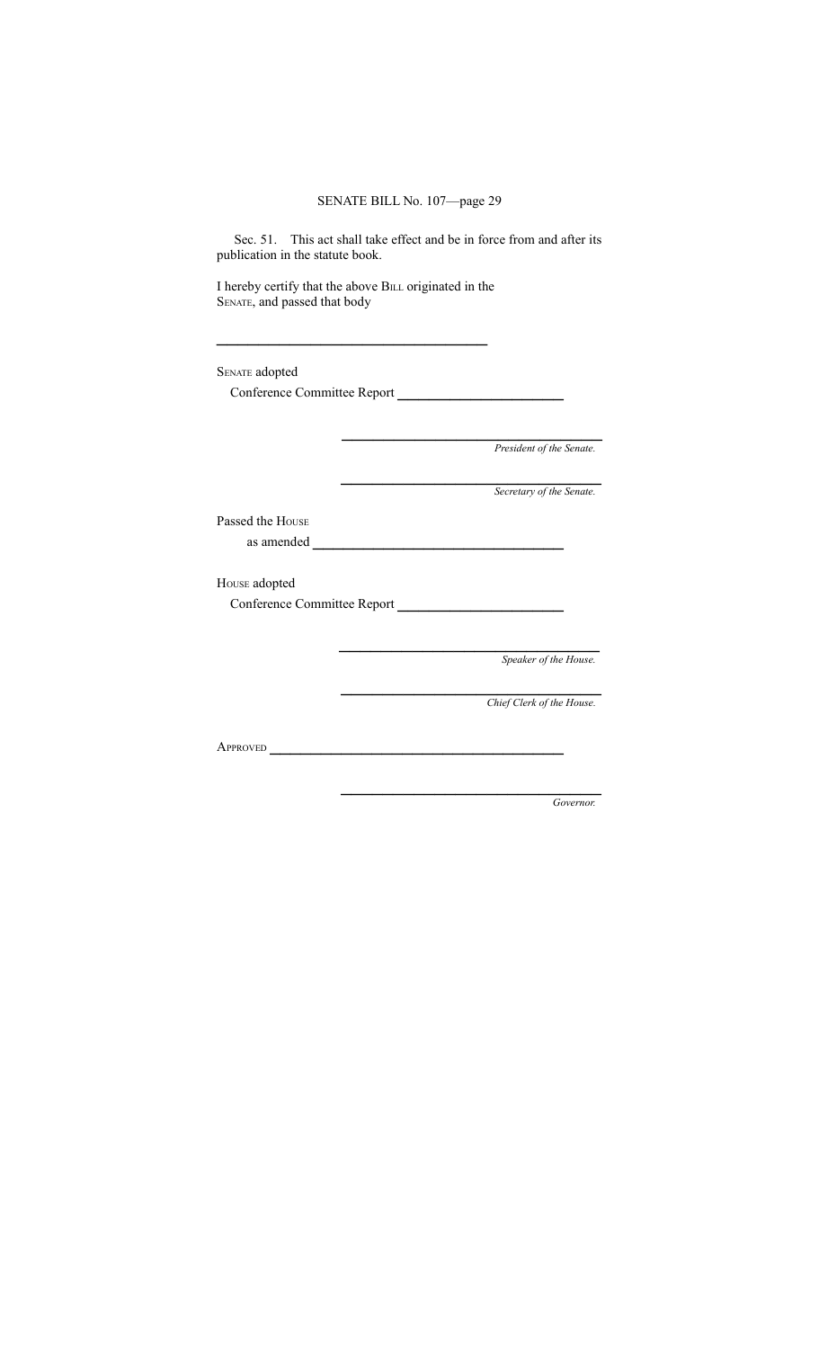Sec. 51. This act shall take effect and be in force from and after its publication in the statute book.

I hereby certify that the above BILL originated in the SENATE, and passed that body

\_\_\_\_\_\_\_\_\_\_\_\_\_\_\_\_\_\_\_\_\_\_\_\_\_\_\_\_\_\_\_\_\_\_\_\_

SENATE adopted

Conference Committee Report \_\_\_\_\_\_\_\_\_\_\_\_\_\_\_\_\_\_\_\_\_\_

\_\_\_\_\_\_\_\_\_\_\_\_\_\_\_\_\_\_\_\_\_\_\_\_\_\_\_\_\_\_\_\_\_\_\_\_
*President of the Senate.*

\_\_\_\_\_\_\_\_\_\_\_\_\_\_\_\_\_\_\_\_\_\_\_\_\_\_\_\_\_\_\_\_\_\_\_\_
*Secretary of the Senate.*

Passed the HOUSE
as amended \_\_\_\_\_\_\_\_\_\_\_\_\_\_\_\_\_\_\_\_\_\_\_\_\_\_\_\_\_\_\_\_

HOUSE adopted

Conference Committee Report \_\_\_\_\_\_\_\_\_\_\_\_\_\_\_\_\_\_\_\_\_\_

\_\_\_\_\_\_\_\_\_\_\_\_\_\_\_\_\_\_\_\_\_\_\_\_\_\_\_\_\_\_\_\_\_\_\_\_
*Speaker of the House.*

\_\_\_\_\_\_\_\_\_\_\_\_\_\_\_\_\_\_\_\_\_\_\_\_\_\_\_\_\_\_\_\_\_\_\_\_
*Chief Clerk of the House.*

APPROVED \_\_\_\_\_\_\_\_\_\_\_\_\_\_\_\_\_\_\_\_\_\_\_\_\_\_\_\_\_\_\_\_\_\_\_\_\_\_

\_\_\_\_\_\_\_\_\_\_\_\_\_\_\_\_\_\_\_\_\_\_\_\_\_\_\_\_\_\_\_\_\_\_\_\_
*Governor.*